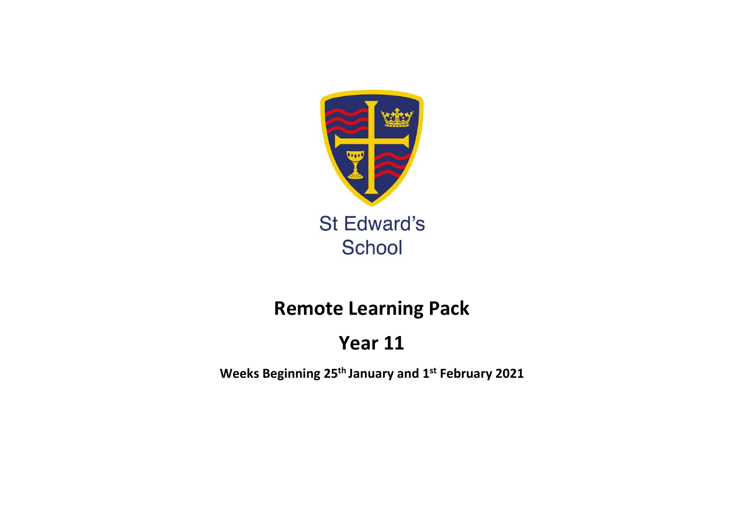St Edward's School

# Remote Learning Pack

## Year 11

**Weeks Beginning 25th January and 1st February 2021**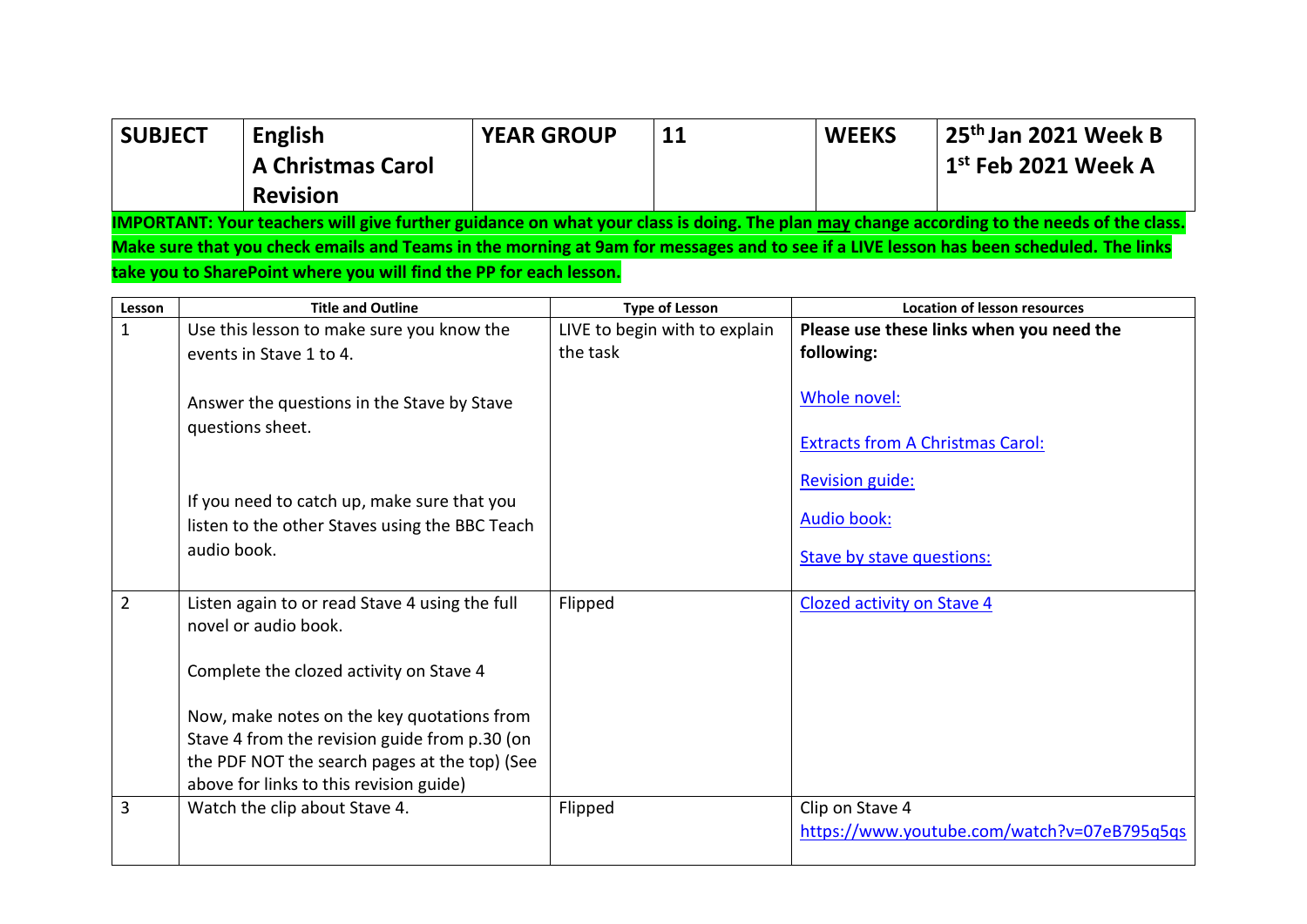| SUBJECT | English A Christmas Carol Revision | YEAR GROUP | 11 | WEEKS | 25th Jan 2021 Week B<br>1st Feb 2021 Week A |
|---|---|---|---|---|---|

**IMPORTANT: Your teachers will give further guidance on what your class is doing. The plan may change according to the needs of the class. Make sure that you check emails and Teams in the morning at 9am for messages and to see if a LIVE lesson has been scheduled. The links take you to SharePoint where you will find the PP for each lesson.**

| Lesson | Title and Outline | Type of Lesson | Location of lesson resources |
|---|---|---|---|
| 1 | Use this lesson to make sure you know the events in Stave 1 to 4.<br><br>Answer the questions in the Stave by Stave questions sheet.<br><br>If you need to catch up, make sure that you listen to the other Staves using the BBC Teach audio book. | LIVE to begin with to explain the task | **Please use these links when you need the following:**<br><br>Whole novel:<br><br>Extracts from A Christmas Carol:<br><br>Revision guide:<br><br>Audio book:<br><br>Stave by stave questions: |
| 2 | Listen again to or read Stave 4 using the full novel or audio book.<br><br>Complete the clozed activity on Stave 4<br><br>Now, make notes on the key quotations from Stave 4 from the revision guide from p.30 (on the PDF NOT the search pages at the top) (See above for links to this revision guide) | Flipped | Clozed activity on Stave 4 |
| 3 | Watch the clip about Stave 4. | Flipped | Clip on Stave 4<br>https://www.youtube.com/watch?v=07eB795q5qs |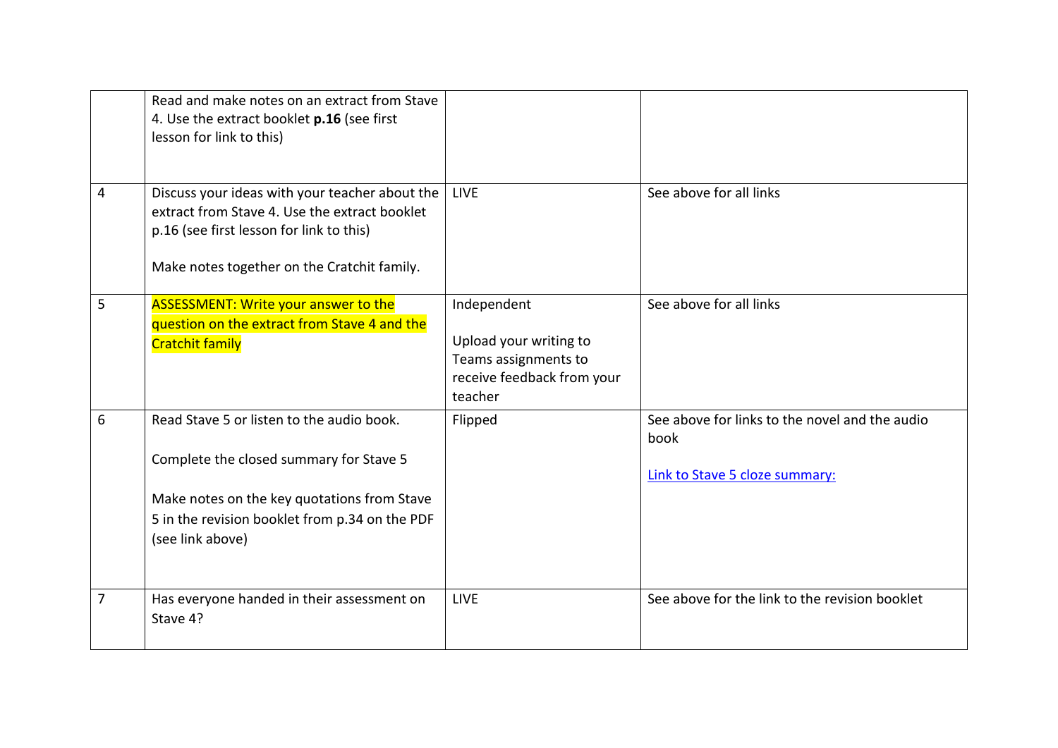| | | | |
|---|---|---|---|
| | Read and make notes on an extract from Stave 4. Use the extract booklet **p.16** (see first lesson for link to this) | | |
| 4 | Discuss your ideas with your teacher about the extract from Stave 4. Use the extract booklet p.16 (see first lesson for link to this)<br><br>Make notes together on the Cratchit family. | LIVE | See above for all links |
| 5 | ASSESSMENT: Write your answer to the question on the extract from Stave 4 and the Cratchit family | Independent<br><br>Upload your writing to Teams assignments to receive feedback from your teacher | See above for all links |
| 6 | Read Stave 5 or listen to the audio book.<br><br>Complete the closed summary for Stave 5<br><br>Make notes on the key quotations from Stave 5 in the revision booklet from p.34 on the PDF (see link above) | Flipped | See above for links to the novel and the audio book<br><br>Link to Stave 5 cloze summary: |
| 7 | Has everyone handed in their assessment on Stave 4? | LIVE | See above for the link to the revision booklet |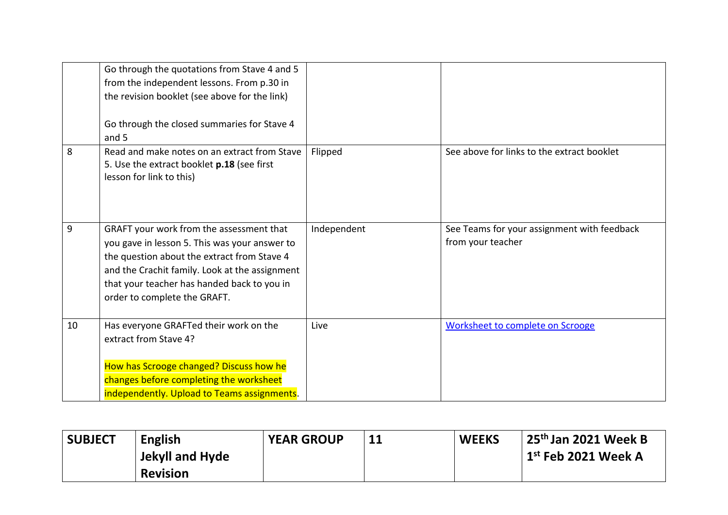| | | | |
|---|---|---|---|
| | Go through the quotations from Stave 4 and 5 from the independent lessons. From p.30 in the revision booklet (see above for the link)<br><br>Go through the closed summaries for Stave 4 and 5 | | |
| 8 | Read and make notes on an extract from Stave 5. Use the extract booklet **p.18** (see first lesson for link to this) | Flipped | See above for links to the extract booklet |
| 9 | GRAFT your work from the assessment that you gave in lesson 5. This was your answer to the question about the extract from Stave 4 and the Crachit family. Look at the assignment that your teacher has handed back to you in order to complete the GRAFT. | Independent | See Teams for your assignment with feedback from your teacher |
| 10 | Has everyone GRAFTed their work on the extract from Stave 4?<br><br>How has Scrooge changed? Discuss how he changes before completing the worksheet independently. Upload to Teams assignments. | Live | Worksheet to complete on Scrooge |

| **SUBJECT** | **English Jekyll and Hyde Revision** | **YEAR GROUP** | **11** | **WEEKS** | **25th Jan 2021 Week B**<br>**1st Feb 2021 Week A** |
|---|---|---|---|---|---|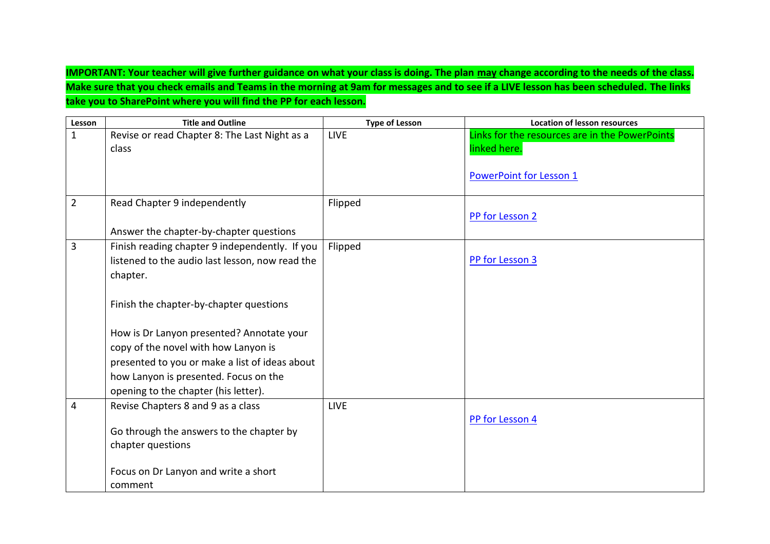**IMPORTANT: Your teacher will give further guidance on what your class is doing. The plan <u>may</u> change according to the needs of the class. Make sure that you check emails and Teams in the morning at 9am for messages and to see if a LIVE lesson has been scheduled. The links take you to SharePoint where you will find the PP for each lesson.**

| Lesson | Title and Outline | Type of Lesson | Location of lesson resources |
|---|---|---|---|
| 1 | Revise or read Chapter 8: The Last Night as a class | LIVE | Links for the resources are in the PowerPoints linked here.<br><br>PowerPoint for Lesson 1 |
| 2 | Read Chapter 9 independently<br><br>Answer the chapter-by-chapter questions | Flipped | PP for Lesson 2 |
| 3 | Finish reading chapter 9 independently. If you listened to the audio last lesson, now read the chapter.<br><br>Finish the chapter-by-chapter questions<br><br>How is Dr Lanyon presented? Annotate your copy of the novel with how Lanyon is presented to you or make a list of ideas about how Lanyon is presented. Focus on the opening to the chapter (his letter). | Flipped | PP for Lesson 3 |
| 4 | Revise Chapters 8 and 9 as a class<br><br>Go through the answers to the chapter by chapter questions<br><br>Focus on Dr Lanyon and write a short comment | LIVE | PP for Lesson 4 |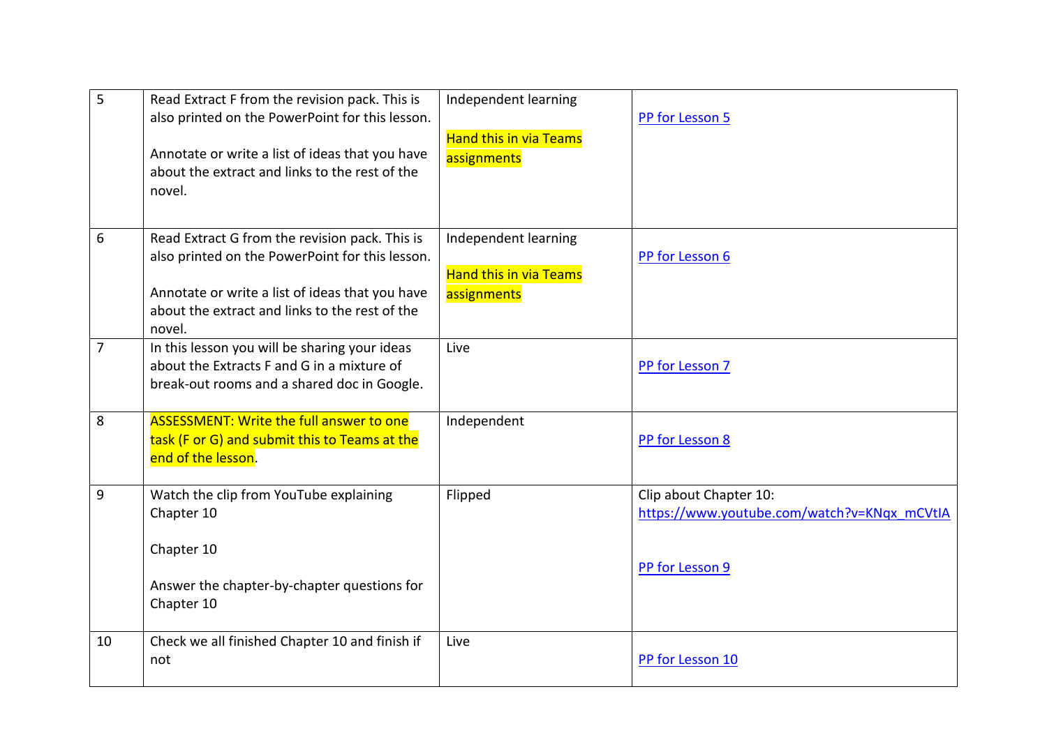| 5 | Read Extract F from the revision pack. This is also printed on the PowerPoint for this lesson.<br><br>Annotate or write a list of ideas that you have about the extract and links to the rest of the novel. | Independent learning<br><br>Hand this in via Teams assignments | PP for Lesson 5 |
|---|---|---|---|
| 6 | Read Extract G from the revision pack. This is also printed on the PowerPoint for this lesson.<br><br>Annotate or write a list of ideas that you have about the extract and links to the rest of the novel. | Independent learning<br><br>Hand this in via Teams assignments | PP for Lesson 6 |
| 7 | In this lesson you will be sharing your ideas about the Extracts F and G in a mixture of break-out rooms and a shared doc in Google. | Live | PP for Lesson 7 |
| 8 | ASSESSMENT: Write the full answer to one task (F or G) and submit this to Teams at the end of the lesson. | Independent | PP for Lesson 8 |
| 9 | Watch the clip from YouTube explaining Chapter 10<br><br>Chapter 10<br><br>Answer the chapter-by-chapter questions for Chapter 10 | Flipped | Clip about Chapter 10: https://www.youtube.com/watch?v=KNqx_mCVtIA<br><br>PP for Lesson 9 |
| 10 | Check we all finished Chapter 10 and finish if not | Live | PP for Lesson 10 |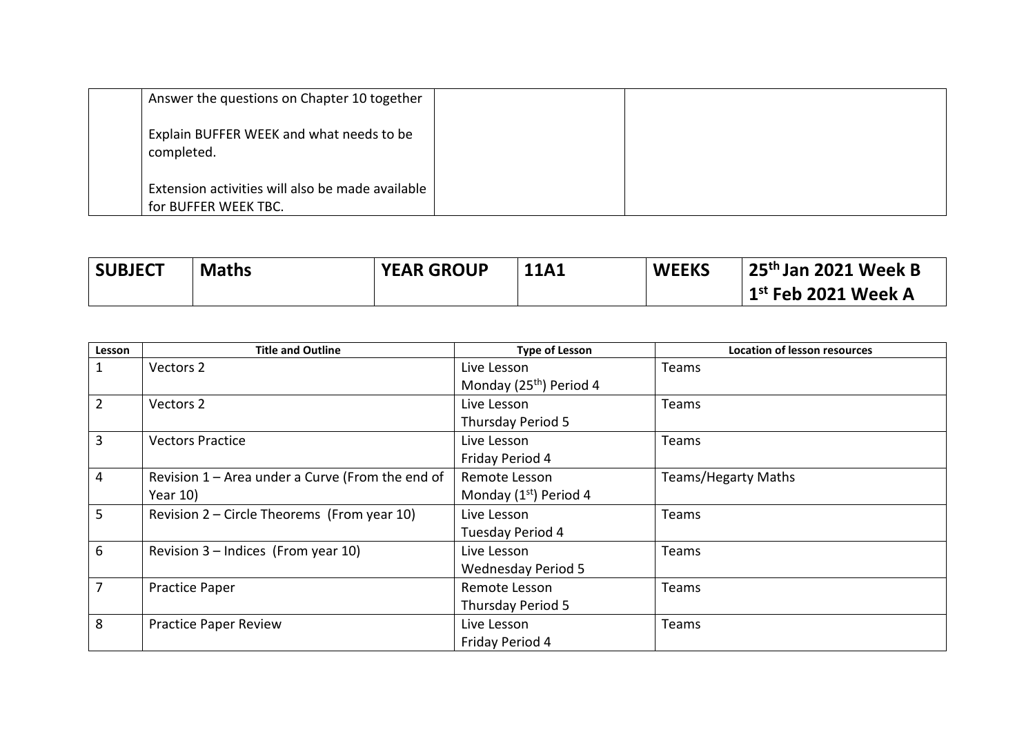| | | | |
|---|---|---|---|
| | Answer the questions on Chapter 10 together<br><br>Explain BUFFER WEEK and what needs to be completed.<br><br>Extension activities will also be made available for BUFFER WEEK TBC. | | |

| SUBJECT | Maths | YEAR GROUP | 11A1 | WEEKS | 25th Jan 2021 Week B<br>1st Feb 2021 Week A |
|---|---|---|---|---|---|

| Lesson | Title and Outline | Type of Lesson | Location of lesson resources |
|---|---|---|---|
| 1 | Vectors 2 | Live Lesson<br>Monday (25th) Period 4 | Teams |
| 2 | Vectors 2 | Live Lesson<br>Thursday Period 5 | Teams |
| 3 | Vectors Practice | Live Lesson<br>Friday Period 4 | Teams |
| 4 | Revision 1 – Area under a Curve (From the end of Year 10) | Remote Lesson<br>Monday (1st) Period 4 | Teams/Hegarty Maths |
| 5 | Revision 2 – Circle Theorems (From year 10) | Live Lesson<br>Tuesday Period 4 | Teams |
| 6 | Revision 3 – Indices (From year 10) | Live Lesson<br>Wednesday Period 5 | Teams |
| 7 | Practice Paper | Remote Lesson<br>Thursday Period 5 | Teams |
| 8 | Practice Paper Review | Live Lesson<br>Friday Period 4 | Teams |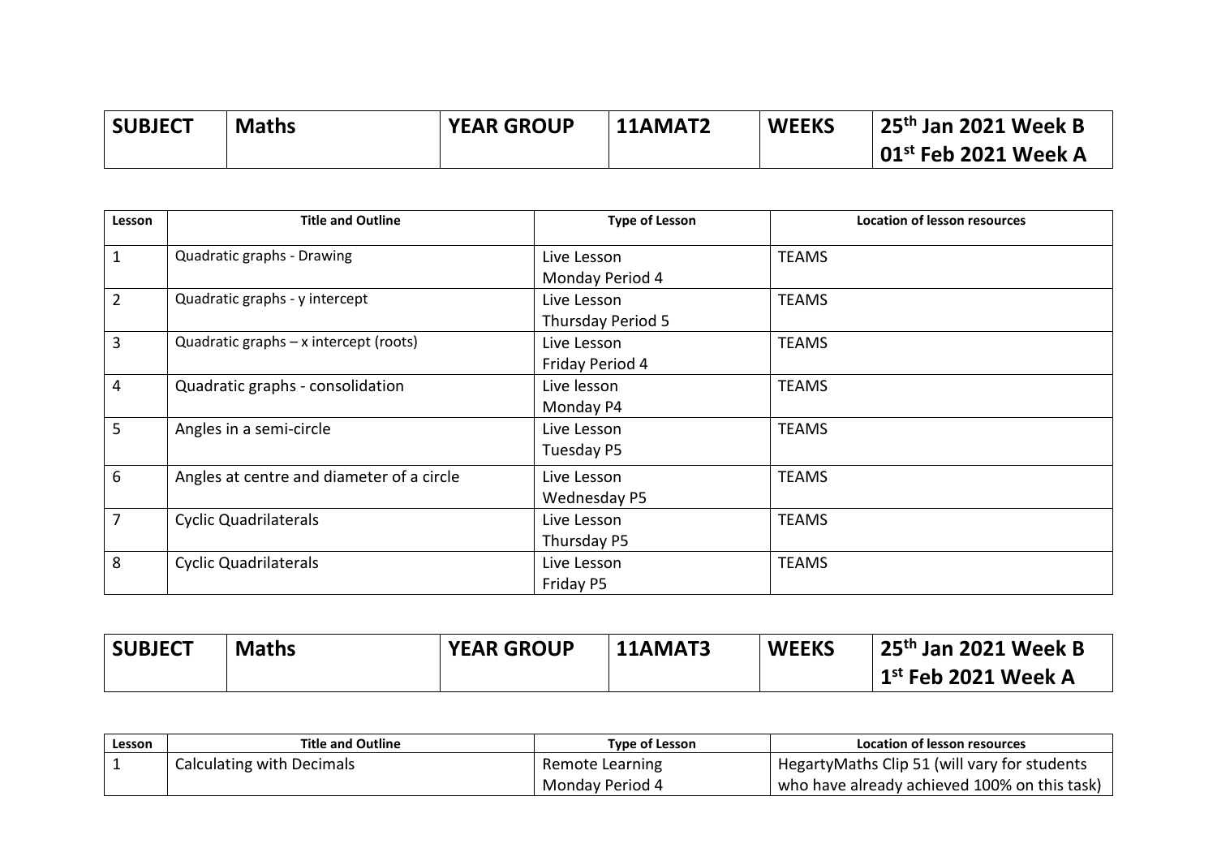| SUBJECT | Maths | YEAR GROUP | 11AMAT2 | WEEKS | 25th Jan 2021 Week B<br>01st Feb 2021 Week A |
|---|---|---|---|---|---|

| Lesson | Title and Outline | Type of Lesson | Location of lesson resources |
|---|---|---|---|
| 1 | Quadratic graphs - Drawing | Live Lesson<br>Monday Period 4 | TEAMS |
| 2 | Quadratic graphs - y intercept | Live Lesson<br>Thursday Period 5 | TEAMS |
| 3 | Quadratic graphs – x intercept (roots) | Live Lesson<br>Friday Period 4 | TEAMS |
| 4 | Quadratic graphs - consolidation | Live lesson<br>Monday P4 | TEAMS |
| 5 | Angles in a semi-circle | Live Lesson<br>Tuesday P5 | TEAMS |
| 6 | Angles at centre and diameter of a circle | Live Lesson<br>Wednesday P5 | TEAMS |
| 7 | Cyclic Quadrilaterals | Live Lesson<br>Thursday P5 | TEAMS |
| 8 | Cyclic Quadrilaterals | Live Lesson<br>Friday P5 | TEAMS |

| SUBJECT | Maths | YEAR GROUP | 11AMAT3 | WEEKS | 25th Jan 2021 Week B<br>1st Feb 2021 Week A |
|---|---|---|---|---|---|

| Lesson | Title and Outline | Type of Lesson | Location of lesson resources |
|---|---|---|---|
| 1 | Calculating with Decimals | Remote Learning<br>Monday Period 4 | HegartyMaths Clip 51 (will vary for students who have already achieved 100% on this task) |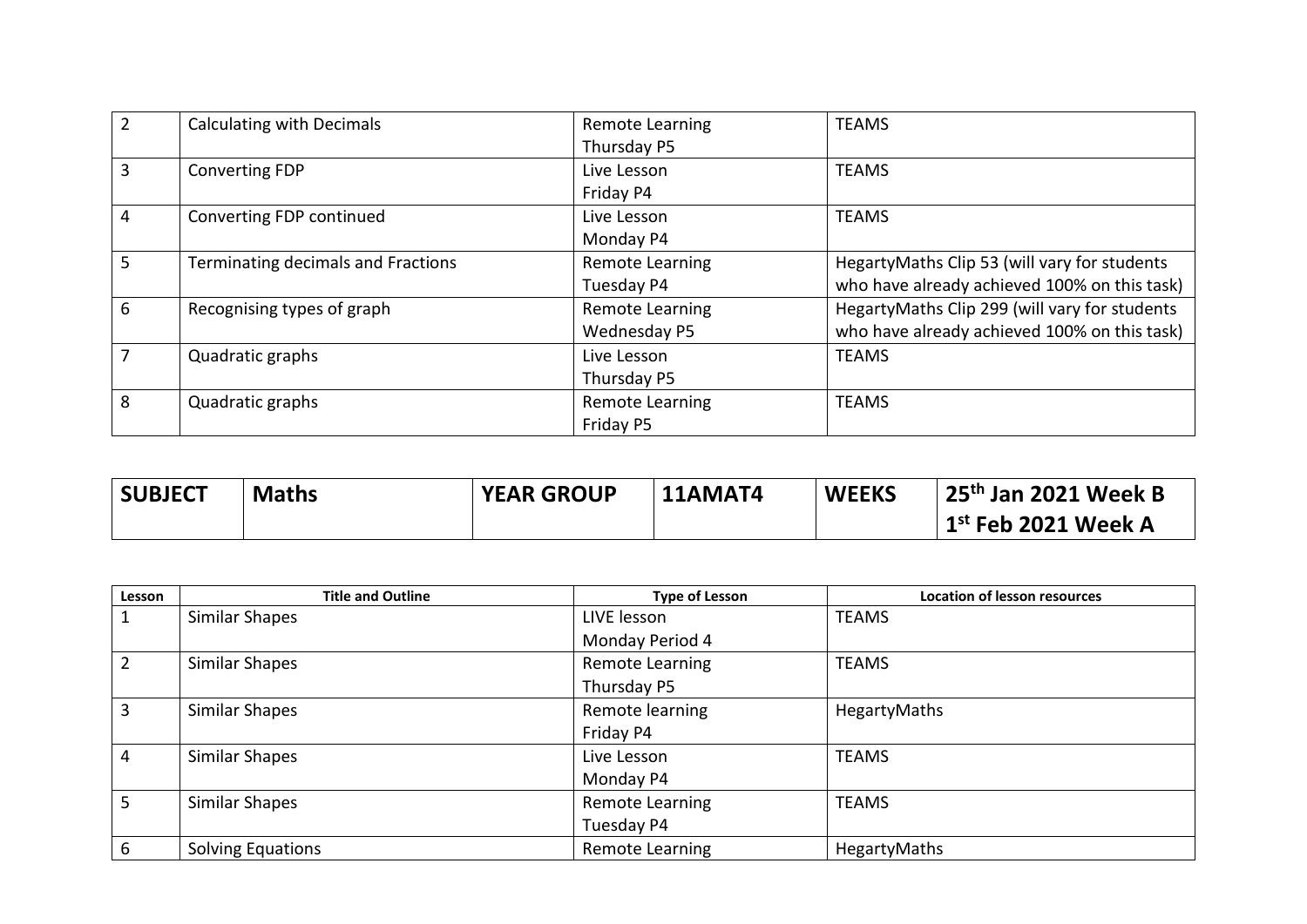| | | | |
|---|---|---|---|
| 2 | Calculating with Decimals | Remote Learning<br>Thursday P5 | TEAMS |
| 3 | Converting FDP | Live Lesson<br>Friday P4 | TEAMS |
| 4 | Converting FDP continued | Live Lesson<br>Monday P4 | TEAMS |
| 5 | Terminating decimals and Fractions | Remote Learning<br>Tuesday P4 | HegartyMaths Clip 53 (will vary for students who have already achieved 100% on this task) |
| 6 | Recognising types of graph | Remote Learning<br>Wednesday P5 | HegartyMaths Clip 299 (will vary for students who have already achieved 100% on this task) |
| 7 | Quadratic graphs | Live Lesson<br>Thursday P5 | TEAMS |
| 8 | Quadratic graphs | Remote Learning<br>Friday P5 | TEAMS |

| **SUBJECT** | **Maths** | **YEAR GROUP** | **11AMAT4** | **WEEKS** | **25th Jan 2021 Week B**<br>**1st Feb 2021 Week A** |
|---|---|---|---|---|---|

| Lesson | Title and Outline | Type of Lesson | Location of lesson resources |
|---|---|---|---|
| 1 | Similar Shapes | LIVE lesson<br>Monday Period 4 | TEAMS |
| 2 | Similar Shapes | Remote Learning<br>Thursday P5 | TEAMS |
| 3 | Similar Shapes | Remote learning<br>Friday P4 | HegartyMaths |
| 4 | Similar Shapes | Live Lesson<br>Monday P4 | TEAMS |
| 5 | Similar Shapes | Remote Learning<br>Tuesday P4 | TEAMS |
| 6 | Solving Equations | Remote Learning | HegartyMaths |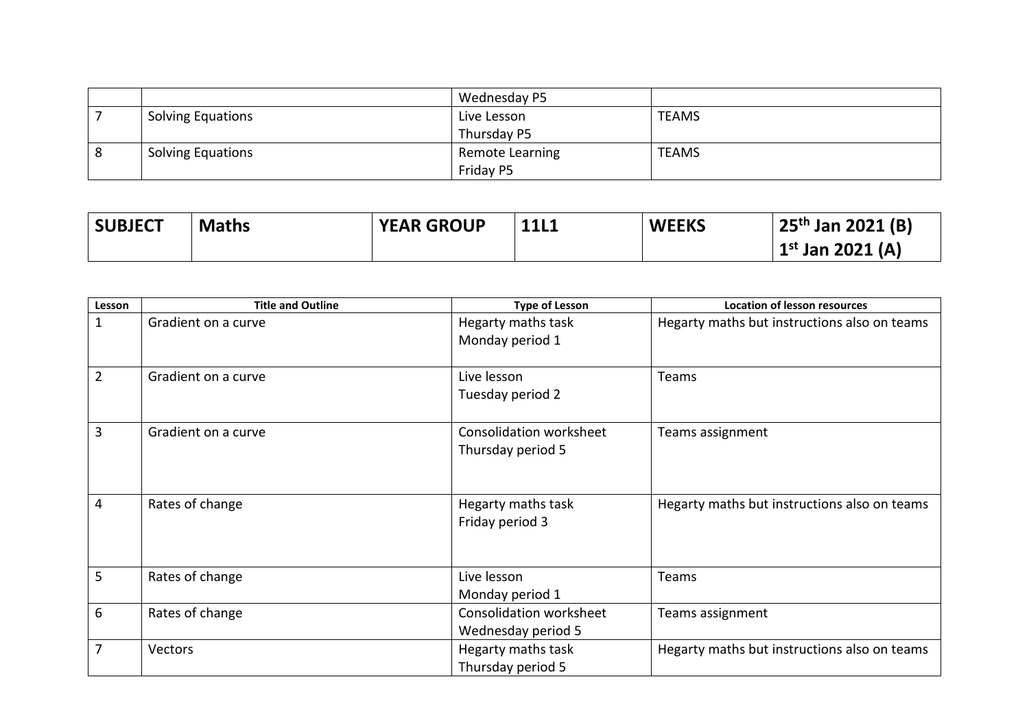| | | | |
|---|---|---|---|
| | | Wednesday P5 | |
| 7 | Solving Equations | Live Lesson<br>Thursday P5 | TEAMS |
| 8 | Solving Equations | Remote Learning<br>Friday P5 | TEAMS |

| **SUBJECT** | **Maths** | **YEAR GROUP** | **11L1** | **WEEKS** | **25th Jan 2021 (B)**<br>**1st Jan 2021 (A)** |
|---|---|---|---|---|---|

| Lesson | Title and Outline | Type of Lesson | Location of lesson resources |
|---|---|---|---|
| 1 | Gradient on a curve | Hegarty maths task<br>Monday period 1 | Hegarty maths but instructions also on teams |
| 2 | Gradient on a curve | Live lesson<br>Tuesday period 2 | Teams |
| 3 | Gradient on a curve | Consolidation worksheet<br>Thursday period 5 | Teams assignment |
| 4 | Rates of change | Hegarty maths task<br>Friday period 3 | Hegarty maths but instructions also on teams |
| 5 | Rates of change | Live lesson<br>Monday period 1 | Teams |
| 6 | Rates of change | Consolidation worksheet<br>Wednesday period 5 | Teams assignment |
| 7 | Vectors | Hegarty maths task<br>Thursday period 5 | Hegarty maths but instructions also on teams |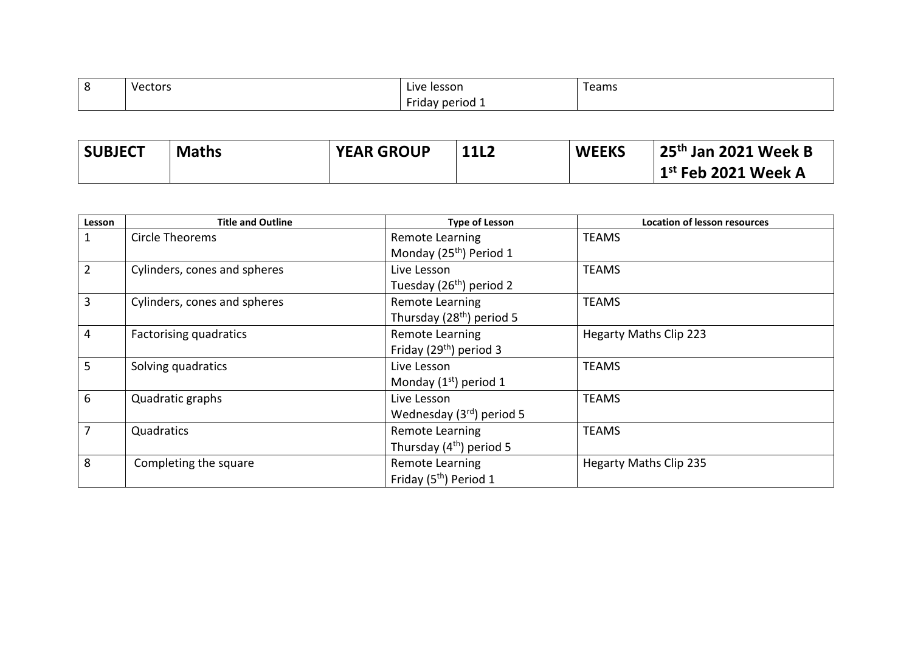| 8 | Vectors | Live lesson<br>Friday period 1 | Teams |
|---|---|---|---|

| **SUBJECT** | **Maths** | **YEAR GROUP** | **11L2** | **WEEKS** | **25th Jan 2021 Week B**<br>**1st Feb 2021 Week A** |
|---|---|---|---|---|---|

| Lesson | Title and Outline | Type of Lesson | Location of lesson resources |
|---|---|---|---|
| 1 | Circle Theorems | Remote Learning<br>Monday (25th) Period 1 | TEAMS |
| 2 | Cylinders, cones and spheres | Live Lesson<br>Tuesday (26th) period 2 | TEAMS |
| 3 | Cylinders, cones and spheres | Remote Learning<br>Thursday (28th) period 5 | TEAMS |
| 4 | Factorising quadratics | Remote Learning<br>Friday (29th) period 3 | Hegarty Maths Clip 223 |
| 5 | Solving quadratics | Live Lesson<br>Monday (1st) period 1 | TEAMS |
| 6 | Quadratic graphs | Live Lesson<br>Wednesday (3rd) period 5 | TEAMS |
| 7 | Quadratics | Remote Learning<br>Thursday (4th) period 5 | TEAMS |
| 8 | Completing the square | Remote Learning<br>Friday (5th) Period 1 | Hegarty Maths Clip 235 |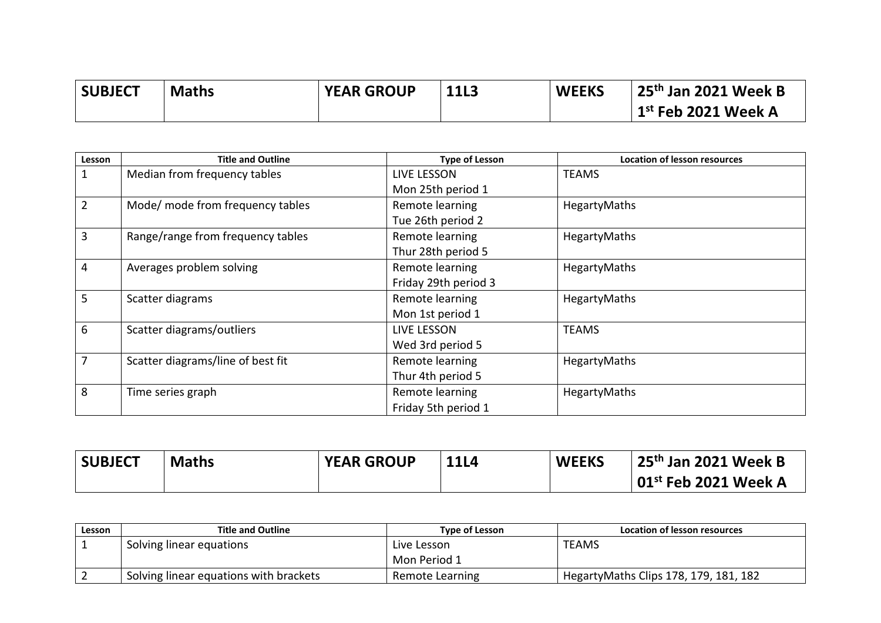| SUBJECT | Maths | YEAR GROUP | 11L3 | WEEKS | 25th Jan 2021 Week B<br>1st Feb 2021 Week A |
|---|---|---|---|---|---|

| Lesson | Title and Outline | Type of Lesson | Location of lesson resources |
|---|---|---|---|
| 1 | Median from frequency tables | LIVE LESSON<br>Mon 25th period 1 | TEAMS |
| 2 | Mode/ mode from frequency tables | Remote learning<br>Tue 26th period 2 | HegartyMaths |
| 3 | Range/range from frequency tables | Remote learning<br>Thur 28th period 5 | HegartyMaths |
| 4 | Averages problem solving | Remote learning<br>Friday 29th period 3 | HegartyMaths |
| 5 | Scatter diagrams | Remote learning<br>Mon 1st period 1 | HegartyMaths |
| 6 | Scatter diagrams/outliers | LIVE LESSON<br>Wed 3rd period 5 | TEAMS |
| 7 | Scatter diagrams/line of best fit | Remote learning<br>Thur 4th period 5 | HegartyMaths |
| 8 | Time series graph | Remote learning<br>Friday 5th period 1 | HegartyMaths |

| SUBJECT | Maths | YEAR GROUP | 11L4 | WEEKS | 25th Jan 2021 Week B<br>01st Feb 2021 Week A |
|---|---|---|---|---|---|

| Lesson | Title and Outline | Type of Lesson | Location of lesson resources |
|---|---|---|---|
| 1 | Solving linear equations | Live Lesson<br>Mon Period 1 | TEAMS |
| 2 | Solving linear equations with brackets | Remote Learning | HegartyMaths Clips 178, 179, 181, 182 |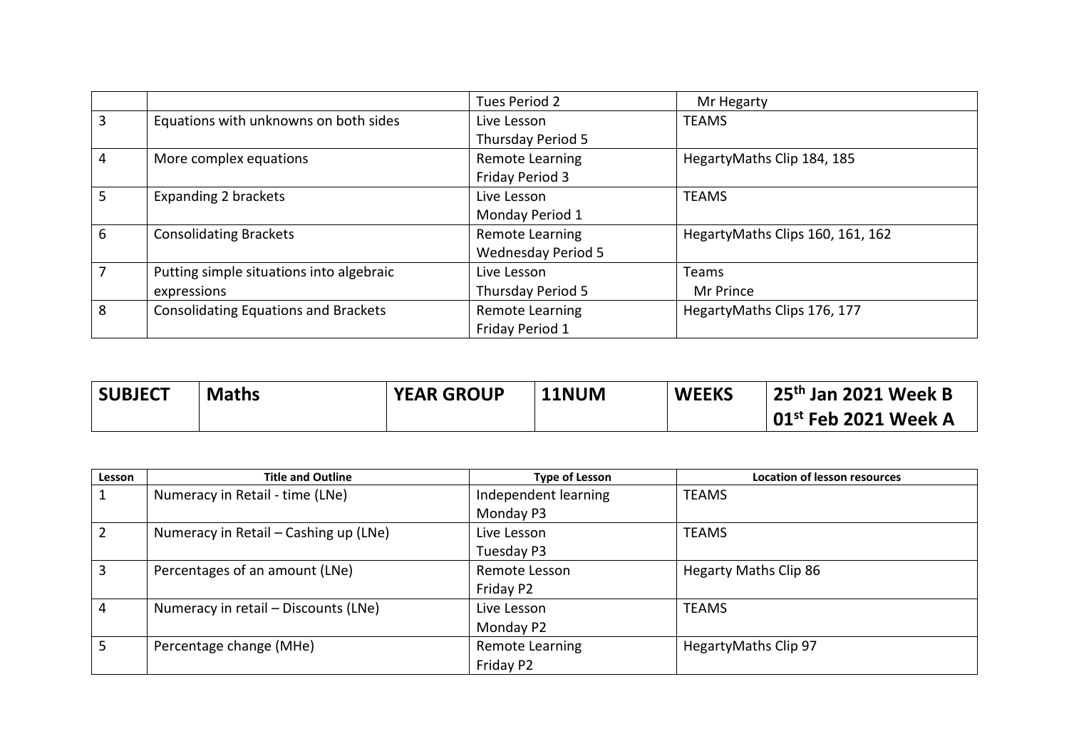| | | Tues Period 2 | Mr Hegarty |
|---|---|---|---|
| 3 | Equations with unknowns on both sides | Live Lesson<br>Thursday Period 5 | TEAMS |
| 4 | More complex equations | Remote Learning<br>Friday Period 3 | HegartyMaths Clip 184, 185 |
| 5 | Expanding 2 brackets | Live Lesson<br>Monday Period 1 | TEAMS |
| 6 | Consolidating Brackets | Remote Learning<br>Wednesday Period 5 | HegartyMaths Clips 160, 161, 162 |
| 7 | Putting simple situations into algebraic expressions | Live Lesson<br>Thursday Period 5 | Teams<br>Mr Prince |
| 8 | Consolidating Equations and Brackets | Remote Learning<br>Friday Period 1 | HegartyMaths Clips 176, 177 |

| **SUBJECT** | **Maths** | **YEAR GROUP** | **11NUM** | **WEEKS** | **25th Jan 2021 Week B**<br>**01st Feb 2021 Week A** |
|---|---|---|---|---|---|

| Lesson | Title and Outline | Type of Lesson | Location of lesson resources |
|---|---|---|---|
| 1 | Numeracy in Retail - time (LNe) | Independent learning<br>Monday P3 | TEAMS |
| 2 | Numeracy in Retail – Cashing up (LNe) | Live Lesson<br>Tuesday P3 | TEAMS |
| 3 | Percentages of an amount (LNe) | Remote Lesson<br>Friday P2 | Hegarty Maths Clip 86 |
| 4 | Numeracy in retail – Discounts (LNe) | Live Lesson<br>Monday P2 | TEAMS |
| 5 | Percentage change (MHe) | Remote Learning<br>Friday P2 | HegartyMaths Clip 97 |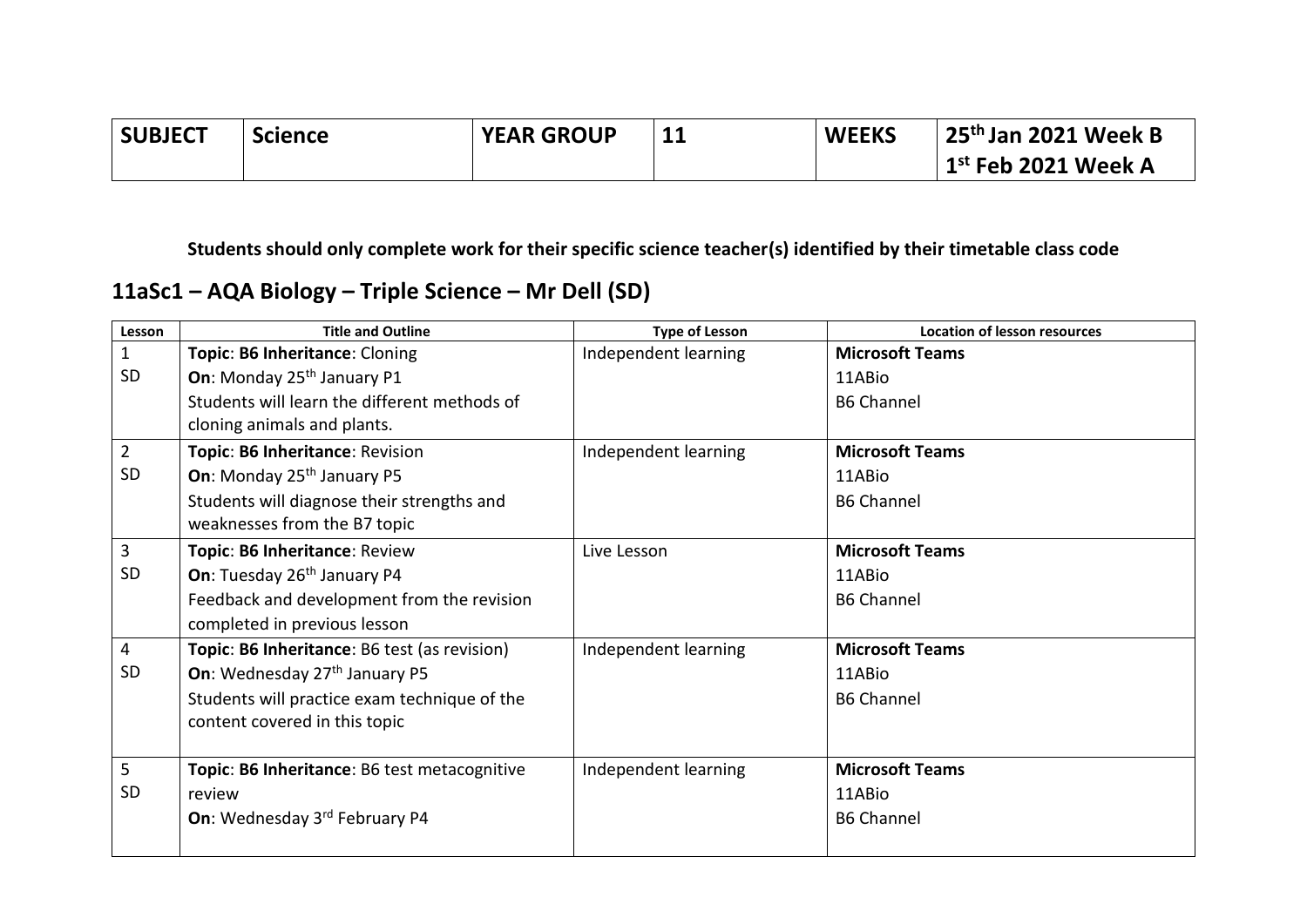| SUBJECT | Science | YEAR GROUP | 11 | WEEKS | 25th Jan 2021 Week B<br>1st Feb 2021 Week A |
|---|---|---|---|---|---|

**Students should only complete work for their specific science teacher(s) identified by their timetable class code**

## 11aSc1 – AQA Biology – Triple Science – Mr Dell (SD)

| Lesson | Title and Outline | Type of Lesson | Location of lesson resources |
|---|---|---|---|
| 1<br>SD | **Topic**: **B6 Inheritance**: Cloning<br>**On**: Monday 25th January P1<br>Students will learn the different methods of cloning animals and plants. | Independent learning | **Microsoft Teams**<br>11ABio<br>B6 Channel |
| 2<br>SD | **Topic**: **B6 Inheritance**: Revision<br>**On**: Monday 25th January P5<br>Students will diagnose their strengths and weaknesses from the B7 topic | Independent learning | **Microsoft Teams**<br>11ABio<br>B6 Channel |
| 3<br>SD | **Topic**: **B6 Inheritance**: Review<br>**On**: Tuesday 26th January P4<br>Feedback and development from the revision completed in previous lesson | Live Lesson | **Microsoft Teams**<br>11ABio<br>B6 Channel |
| 4<br>SD | **Topic**: **B6 Inheritance**: B6 test (as revision)<br>**On**: Wednesday 27th January P5<br>Students will practice exam technique of the content covered in this topic | Independent learning | **Microsoft Teams**<br>11ABio<br>B6 Channel |
| 5<br>SD | **Topic**: **B6 Inheritance**: B6 test metacognitive review<br>**On**: Wednesday 3rd February P4 | Independent learning | **Microsoft Teams**<br>11ABio<br>B6 Channel |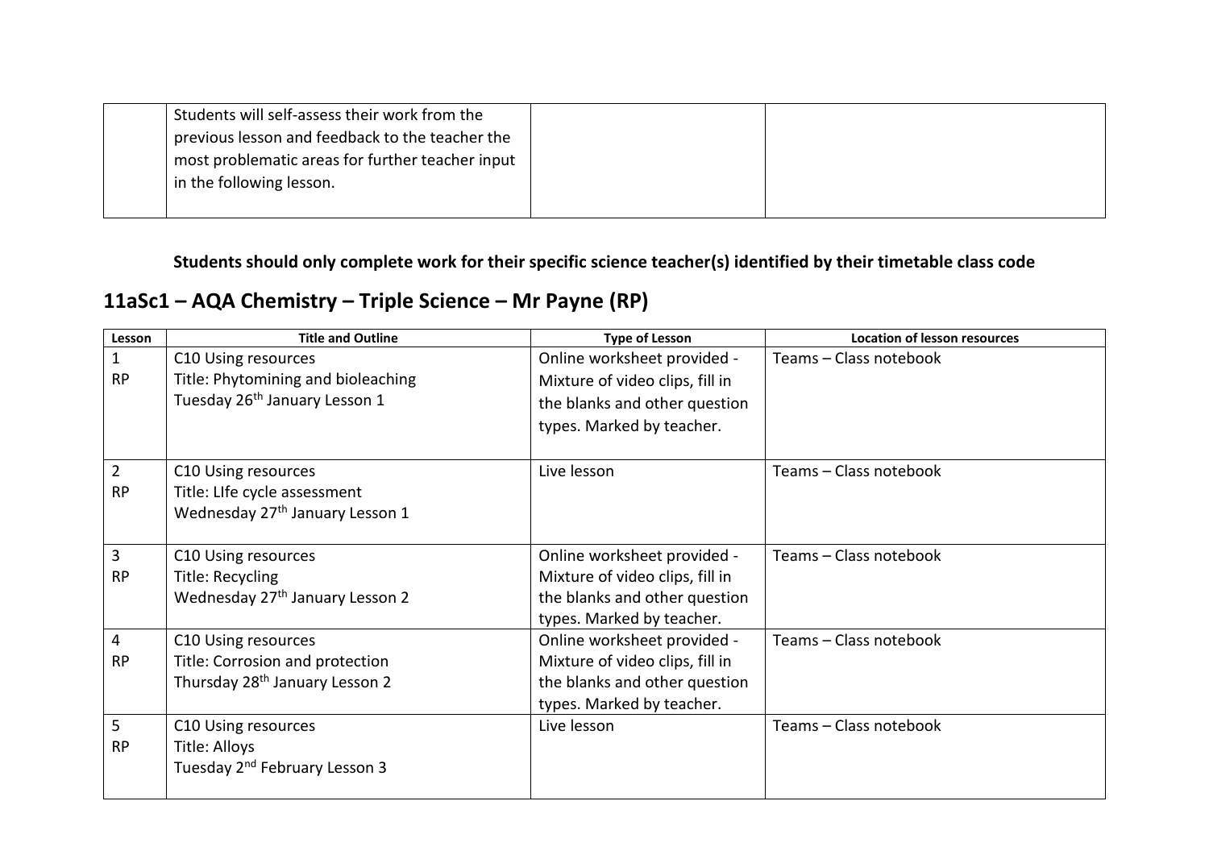| | | | |
|---|---|---|---|
| | Students will self-assess their work from the previous lesson and feedback to the teacher the most problematic areas for further teacher input in the following lesson. | | |

**Students should only complete work for their specific science teacher(s) identified by their timetable class code**

## 11aSc1 – AQA Chemistry – Triple Science – Mr Payne (RP)

| Lesson | Title and Outline | Type of Lesson | Location of lesson resources |
|---|---|---|---|
| 1<br>RP | C10 Using resources<br>Title: Phytomining and bioleaching<br>Tuesday 26th January Lesson 1 | Online worksheet provided - Mixture of video clips, fill in the blanks and other question types. Marked by teacher. | Teams – Class notebook |
| 2<br>RP | C10 Using resources<br>Title: LIfe cycle assessment<br>Wednesday 27th January Lesson 1 | Live lesson | Teams – Class notebook |
| 3<br>RP | C10 Using resources<br>Title: Recycling<br>Wednesday 27th January Lesson 2 | Online worksheet provided - Mixture of video clips, fill in the blanks and other question types. Marked by teacher. | Teams – Class notebook |
| 4<br>RP | C10 Using resources<br>Title: Corrosion and protection<br>Thursday 28th January Lesson 2 | Online worksheet provided - Mixture of video clips, fill in the blanks and other question types. Marked by teacher. | Teams – Class notebook |
| 5<br>RP | C10 Using resources<br>Title: Alloys<br>Tuesday 2nd February Lesson 3 | Live lesson | Teams – Class notebook |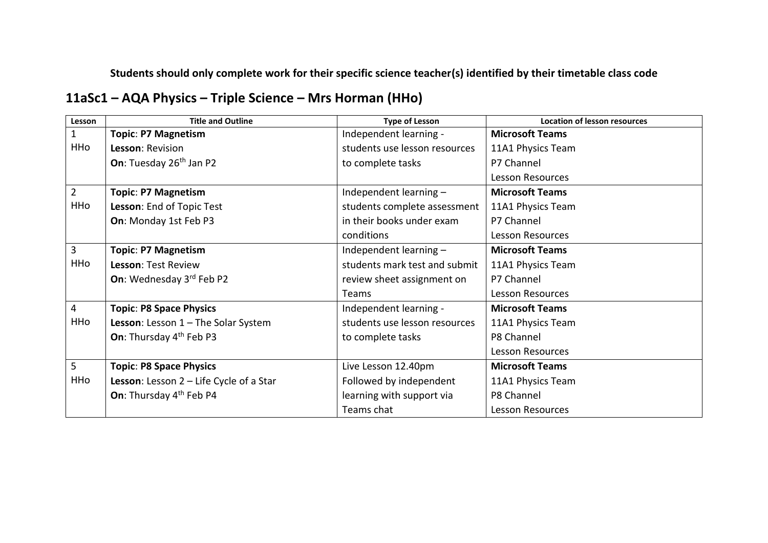**Students should only complete work for their specific science teacher(s) identified by their timetable class code**

## 11aSc1 – AQA Physics – Triple Science – Mrs Horman (HHo)

| Lesson | Title and Outline | Type of Lesson | Location of lesson resources |
|---|---|---|---|
| 1 HHo | **Topic**: **P7 Magnetism** **Lesson**: Revision **On**: Tuesday 26th Jan P2 | Independent learning - students use lesson resources to complete tasks | **Microsoft Teams** 11A1 Physics Team P7 Channel Lesson Resources |
| 2 HHo | **Topic**: **P7 Magnetism** **Lesson**: End of Topic Test **On**: Monday 1st Feb P3 | Independent learning – students complete assessment in their books under exam conditions | **Microsoft Teams** 11A1 Physics Team P7 Channel Lesson Resources |
| 3 HHo | **Topic**: **P7 Magnetism** **Lesson**: Test Review **On**: Wednesday 3rd Feb P2 | Independent learning – students mark test and submit review sheet assignment on Teams | **Microsoft Teams** 11A1 Physics Team P7 Channel Lesson Resources |
| 4 HHo | **Topic**: **P8 Space Physics** **Lesson**: Lesson 1 – The Solar System **On**: Thursday 4th Feb P3 | Independent learning - students use lesson resources to complete tasks | **Microsoft Teams** 11A1 Physics Team P8 Channel Lesson Resources |
| 5 HHo | **Topic**: **P8 Space Physics** **Lesson**: Lesson 2 – Life Cycle of a Star **On**: Thursday 4th Feb P4 | Live Lesson 12.40pm Followed by independent learning with support via Teams chat | **Microsoft Teams** 11A1 Physics Team P8 Channel Lesson Resources |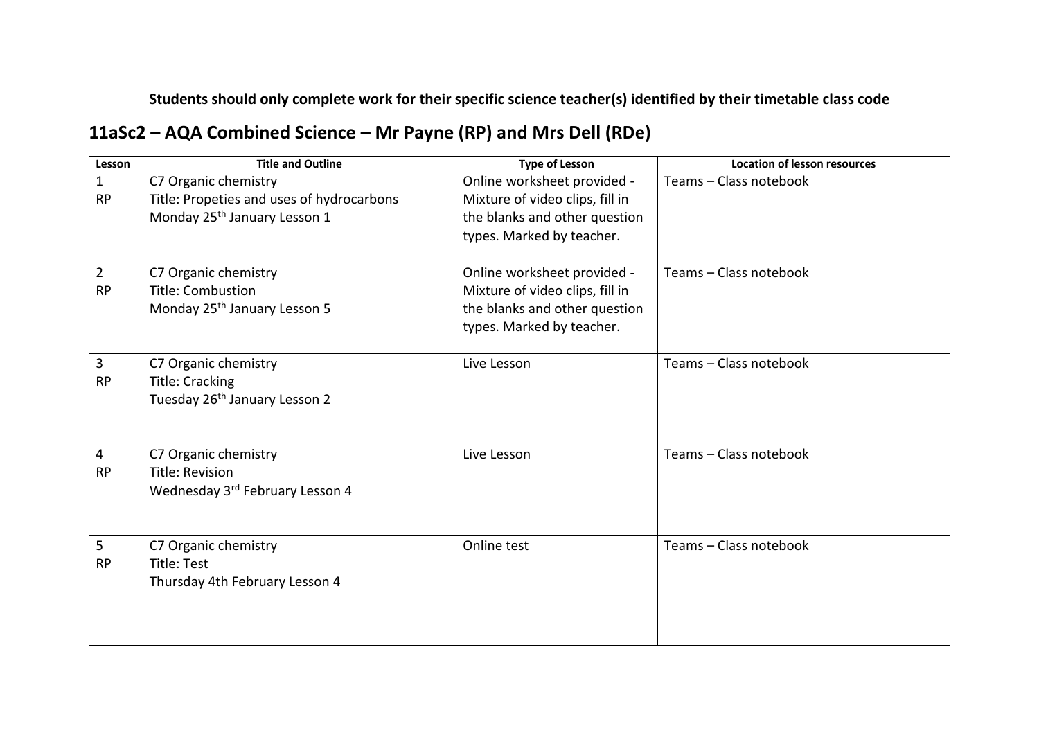**Students should only complete work for their specific science teacher(s) identified by their timetable class code**

## 11aSc2 – AQA Combined Science – Mr Payne (RP) and Mrs Dell (RDe)

| Lesson | Title and Outline | Type of Lesson | Location of lesson resources |
|---|---|---|---|
| 1<br>RP | C7 Organic chemistry<br>Title: Propeties and uses of hydrocarbons<br>Monday 25th January Lesson 1 | Online worksheet provided - Mixture of video clips, fill in the blanks and other question types. Marked by teacher. | Teams – Class notebook |
| 2<br>RP | C7 Organic chemistry<br>Title: Combustion<br>Monday 25th January Lesson 5 | Online worksheet provided - Mixture of video clips, fill in the blanks and other question types. Marked by teacher. | Teams – Class notebook |
| 3<br>RP | C7 Organic chemistry<br>Title: Cracking<br>Tuesday 26th January Lesson 2 | Live Lesson | Teams – Class notebook |
| 4<br>RP | C7 Organic chemistry<br>Title: Revision<br>Wednesday 3rd February Lesson 4 | Live Lesson | Teams – Class notebook |
| 5<br>RP | C7 Organic chemistry<br>Title: Test<br>Thursday 4th February Lesson 4 | Online test | Teams – Class notebook |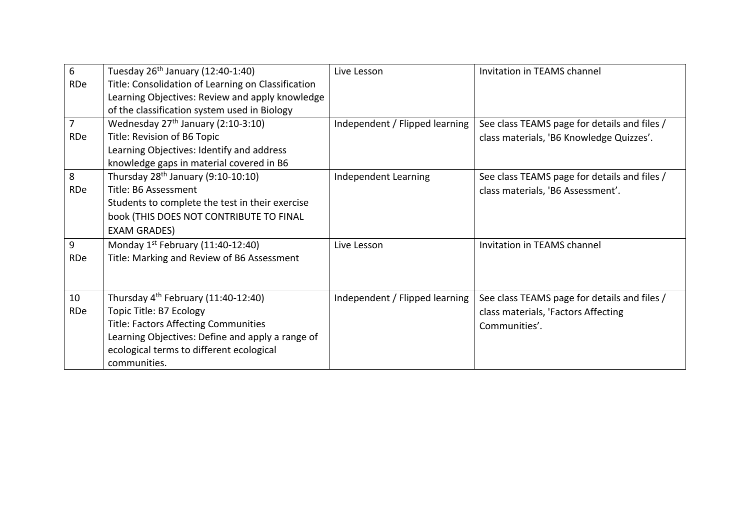| 6<br>RDe | Tuesday 26th January (12:40-1:40)<br>Title: Consolidation of Learning on Classification<br>Learning Objectives: Review and apply knowledge of the classification system used in Biology | Live Lesson | Invitation in TEAMS channel |
|---|---|---|---|
| 7<br>RDe | Wednesday 27th January (2:10-3:10)<br>Title: Revision of B6 Topic<br>Learning Objectives: Identify and address knowledge gaps in material covered in B6 | Independent / Flipped learning | See class TEAMS page for details and files / class materials, 'B6 Knowledge Quizzes'. |
| 8<br>RDe | Thursday 28th January (9:10-10:10)<br>Title: B6 Assessment<br>Students to complete the test in their exercise book (THIS DOES NOT CONTRIBUTE TO FINAL EXAM GRADES) | Independent Learning | See class TEAMS page for details and files / class materials, 'B6 Assessment'. |
| 9<br>RDe | Monday 1st February (11:40-12:40)<br>Title: Marking and Review of B6 Assessment | Live Lesson | Invitation in TEAMS channel |
| 10<br>RDe | Thursday 4th February (11:40-12:40)<br>Topic Title: B7 Ecology<br>Title: Factors Affecting Communities<br>Learning Objectives: Define and apply a range of ecological terms to different ecological communities. | Independent / Flipped learning | See class TEAMS page for details and files / class materials, 'Factors Affecting Communities'. |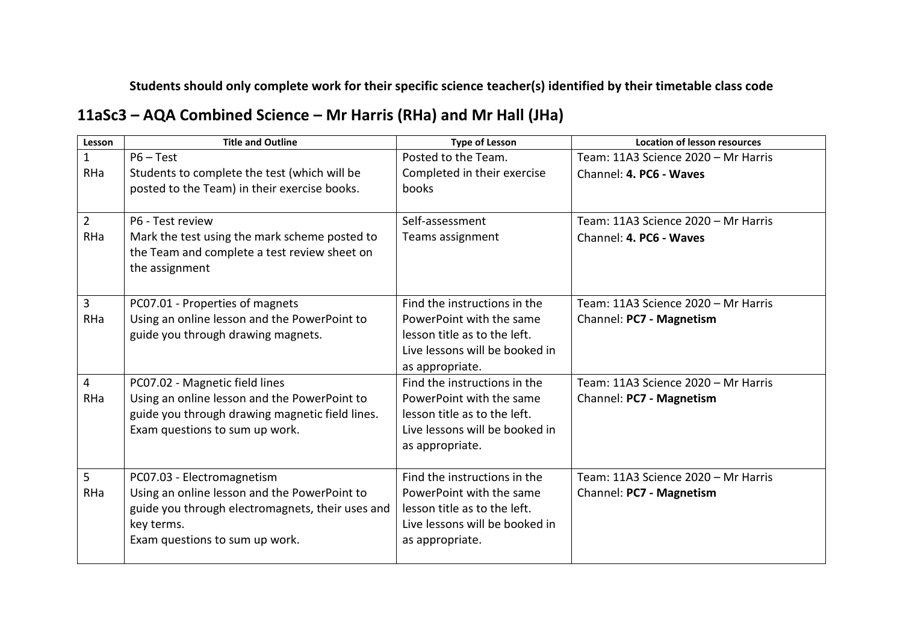**Students should only complete work for their specific science teacher(s) identified by their timetable class code**

## 11aSc3 – AQA Combined Science – Mr Harris (RHa) and Mr Hall (JHa)

| Lesson | Title and Outline | Type of Lesson | Location of lesson resources |
|---|---|---|---|
| 1<br>RHa | P6 – Test<br>Students to complete the test (which will be posted to the Team) in their exercise books. | Posted to the Team.<br>Completed in their exercise books | Team: 11A3 Science 2020 – Mr Harris<br>Channel: **4. PC6 - Waves** |
| 2<br>RHa | P6 - Test review<br>Mark the test using the mark scheme posted to the Team and complete a test review sheet on the assignment | Self-assessment<br>Teams assignment | Team: 11A3 Science 2020 – Mr Harris<br>Channel: **4. PC6 - Waves** |
| 3<br>RHa | PC07.01 - Properties of magnets<br>Using an online lesson and the PowerPoint to guide you through drawing magnets. | Find the instructions in the PowerPoint with the same lesson title as to the left.<br>Live lessons will be booked in as appropriate. | Team: 11A3 Science 2020 – Mr Harris<br>Channel: **PC7 - Magnetism** |
| 4<br>RHa | PC07.02 - Magnetic field lines<br>Using an online lesson and the PowerPoint to guide you through drawing magnetic field lines.<br>Exam questions to sum up work. | Find the instructions in the PowerPoint with the same lesson title as to the left.<br>Live lessons will be booked in as appropriate. | Team: 11A3 Science 2020 – Mr Harris<br>Channel: **PC7 - Magnetism** |
| 5<br>RHa | PC07.03 - Electromagnetism<br>Using an online lesson and the PowerPoint to guide you through electromagnets, their uses and key terms.<br>Exam questions to sum up work. | Find the instructions in the PowerPoint with the same lesson title as to the left.<br>Live lessons will be booked in as appropriate. | Team: 11A3 Science 2020 – Mr Harris<br>Channel: **PC7 - Magnetism** |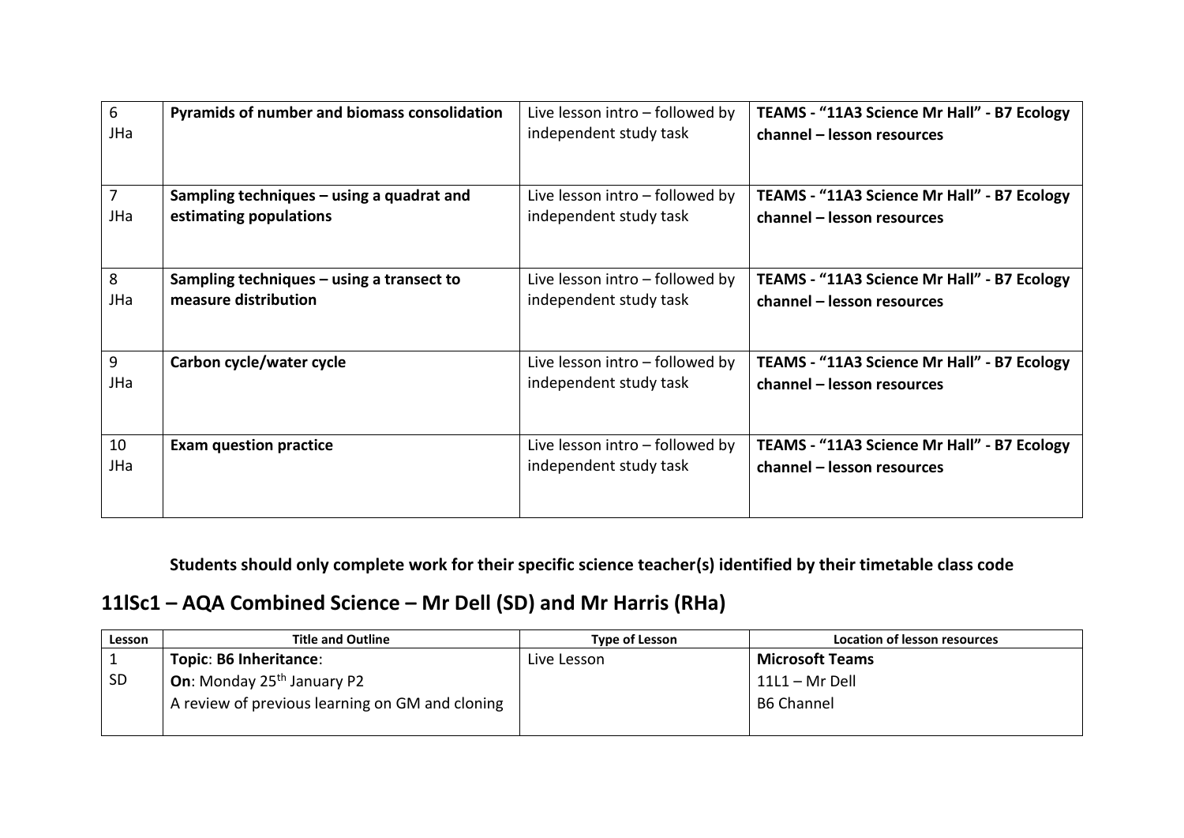| | | | |
|---|---|---|---|
| 6<br>JHa | **Pyramids of number and biomass consolidation** | Live lesson intro – followed by independent study task | **TEAMS - "11A3 Science Mr Hall" - B7 Ecology channel – lesson resources** |
| 7<br>JHa | **Sampling techniques – using a quadrat and estimating populations** | Live lesson intro – followed by independent study task | **TEAMS - "11A3 Science Mr Hall" - B7 Ecology channel – lesson resources** |
| 8<br>JHa | **Sampling techniques – using a transect to measure distribution** | Live lesson intro – followed by independent study task | **TEAMS - "11A3 Science Mr Hall" - B7 Ecology channel – lesson resources** |
| 9<br>JHa | **Carbon cycle/water cycle** | Live lesson intro – followed by independent study task | **TEAMS - "11A3 Science Mr Hall" - B7 Ecology channel – lesson resources** |
| 10<br>JHa | **Exam question practice** | Live lesson intro – followed by independent study task | **TEAMS - "11A3 Science Mr Hall" - B7 Ecology channel – lesson resources** |

**Students should only complete work for their specific science teacher(s) identified by their timetable class code**

## 11lSc1 – AQA Combined Science – Mr Dell (SD) and Mr Harris (RHa)

| Lesson | Title and Outline | Type of Lesson | Location of lesson resources |
|---|---|---|---|
| 1<br>SD | **Topic**: **B6 Inheritance**:<br>**On**: Monday 25th January P2<br>A review of previous learning on GM and cloning | Live Lesson | **Microsoft Teams**<br>11L1 – Mr Dell<br>B6 Channel |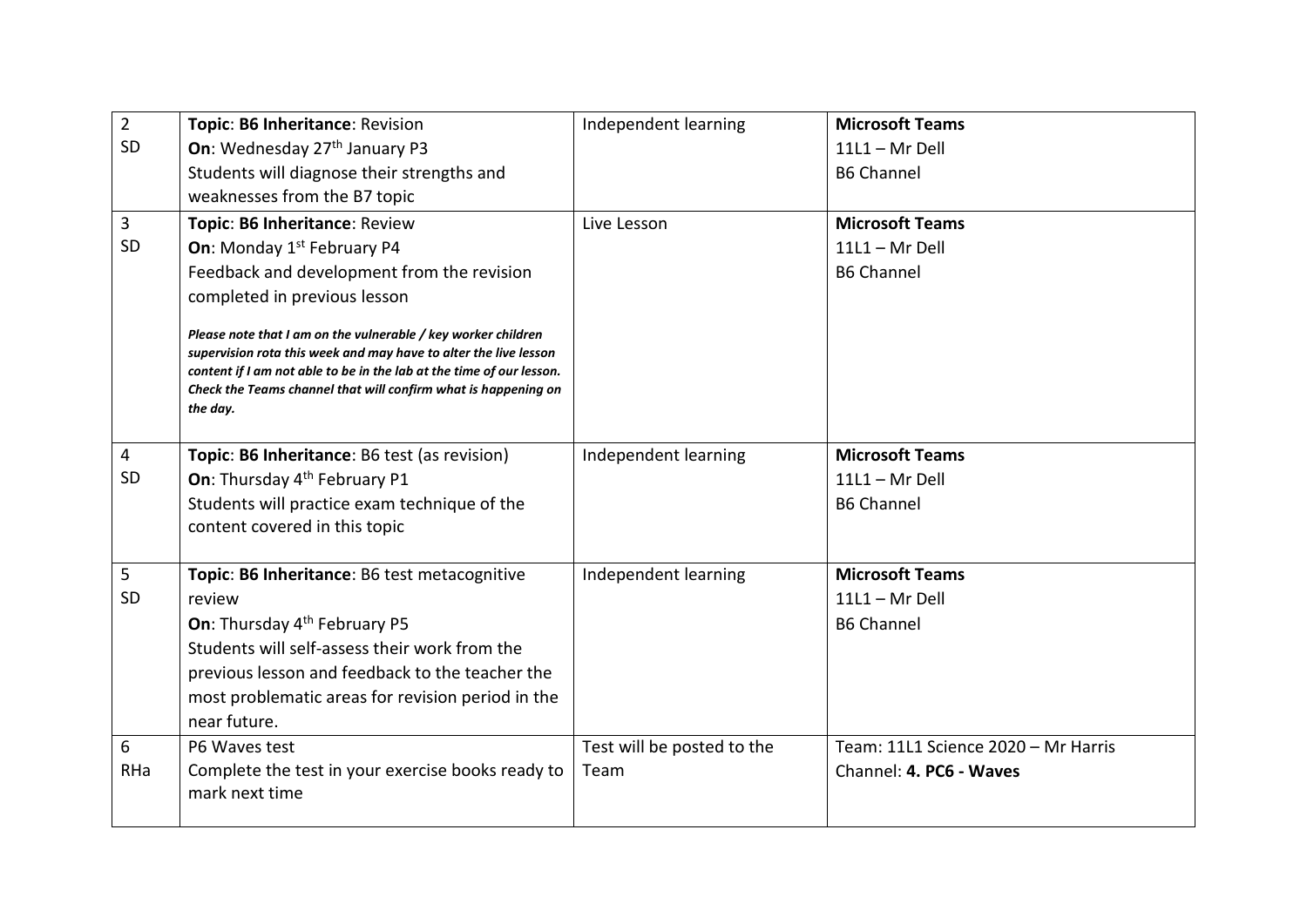| | | | |
|---|---|---|---|
| 2<br>SD | **Topic**: **B6 Inheritance**: Revision<br>**On**: Wednesday 27th January P3<br>Students will diagnose their strengths and weaknesses from the B7 topic | Independent learning | **Microsoft Teams**<br>11L1 – Mr Dell<br>B6 Channel |
| 3<br>SD | **Topic**: **B6 Inheritance**: Review<br>**On**: Monday 1st February P4<br>Feedback and development from the revision completed in previous lesson<br>***Please note that I am on the vulnerable / key worker children supervision rota this week and may have to alter the live lesson content if I am not able to be in the lab at the time of our lesson. Check the Teams channel that will confirm what is happening on the day.*** | Live Lesson | **Microsoft Teams**<br>11L1 – Mr Dell<br>B6 Channel |
| 4<br>SD | **Topic**: **B6 Inheritance**: B6 test (as revision)<br>**On**: Thursday 4th February P1<br>Students will practice exam technique of the content covered in this topic | Independent learning | **Microsoft Teams**<br>11L1 – Mr Dell<br>B6 Channel |
| 5<br>SD | **Topic**: **B6 Inheritance**: B6 test metacognitive review<br>**On**: Thursday 4th February P5<br>Students will self-assess their work from the previous lesson and feedback to the teacher the most problematic areas for revision period in the near future. | Independent learning | **Microsoft Teams**<br>11L1 – Mr Dell<br>B6 Channel |
| 6<br>RHa | P6 Waves test<br>Complete the test in your exercise books ready to mark next time | Test will be posted to the Team | Team: 11L1 Science 2020 – Mr Harris<br>Channel: **4. PC6 - Waves** |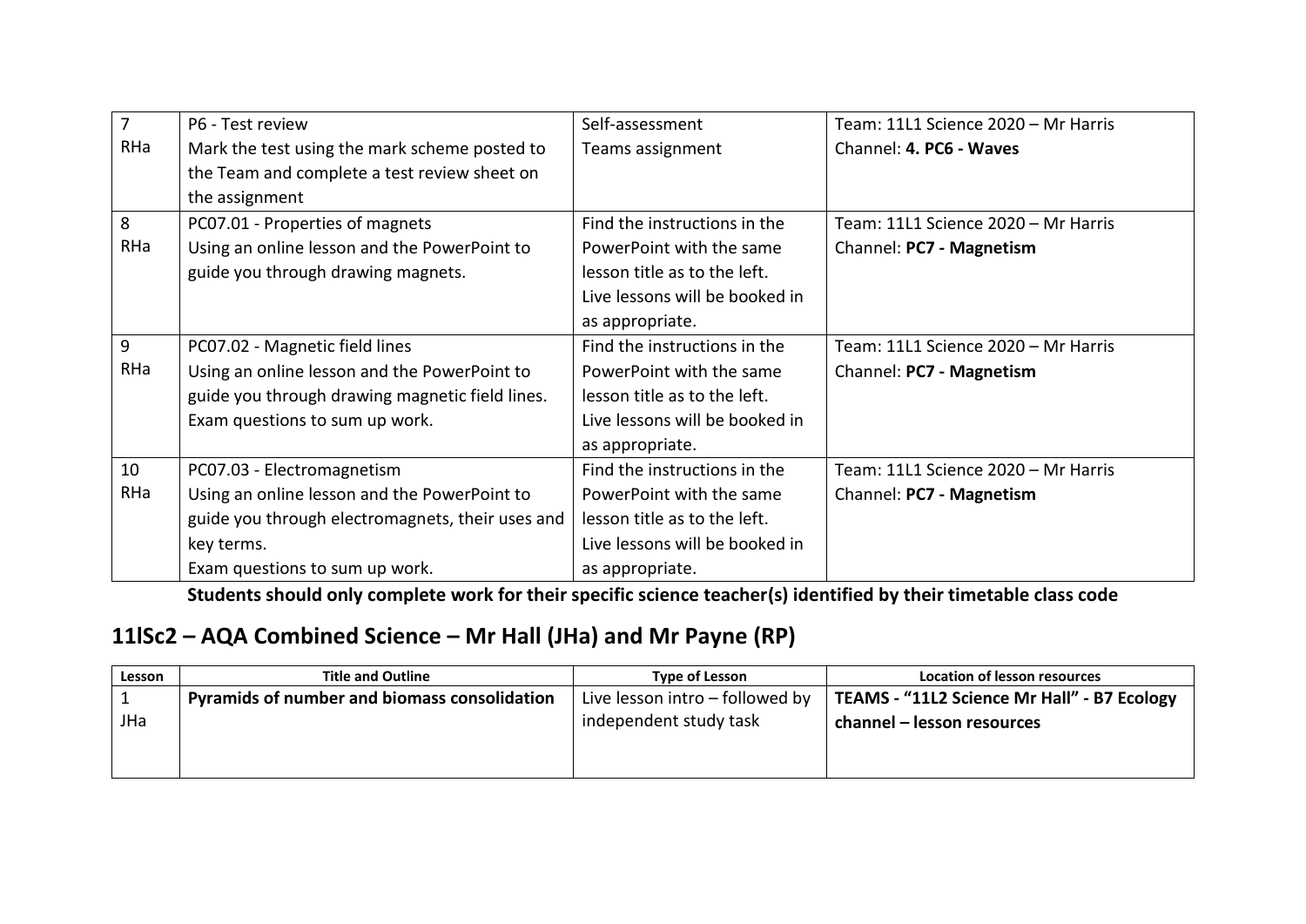| | | | |
|---|---|---|---|
| 7<br>RHa | P6 - Test review<br>Mark the test using the mark scheme posted to the Team and complete a test review sheet on the assignment | Self-assessment<br>Teams assignment | Team: 11L1 Science 2020 – Mr Harris<br>Channel: **4. PC6 - Waves** |
| 8<br>RHa | PC07.01 - Properties of magnets<br>Using an online lesson and the PowerPoint to guide you through drawing magnets. | Find the instructions in the PowerPoint with the same lesson title as to the left.<br>Live lessons will be booked in as appropriate. | Team: 11L1 Science 2020 – Mr Harris<br>Channel: **PC7 - Magnetism** |
| 9<br>RHa | PC07.02 - Magnetic field lines<br>Using an online lesson and the PowerPoint to guide you through drawing magnetic field lines.<br>Exam questions to sum up work. | Find the instructions in the PowerPoint with the same lesson title as to the left.<br>Live lessons will be booked in as appropriate. | Team: 11L1 Science 2020 – Mr Harris<br>Channel: **PC7 - Magnetism** |
| 10<br>RHa | PC07.03 - Electromagnetism<br>Using an online lesson and the PowerPoint to guide you through electromagnets, their uses and key terms.<br>Exam questions to sum up work. | Find the instructions in the PowerPoint with the same lesson title as to the left.<br>Live lessons will be booked in as appropriate. | Team: 11L1 Science 2020 – Mr Harris<br>Channel: **PC7 - Magnetism** |

**Students should only complete work for their specific science teacher(s) identified by their timetable class code**

## 11lSc2 – AQA Combined Science – Mr Hall (JHa) and Mr Payne (RP)

| Lesson | Title and Outline | Type of Lesson | Location of lesson resources |
|---|---|---|---|
| 1<br>JHa | **Pyramids of number and biomass consolidation** | Live lesson intro – followed by independent study task | **TEAMS - "11L2 Science Mr Hall" - B7 Ecology channel – lesson resources** |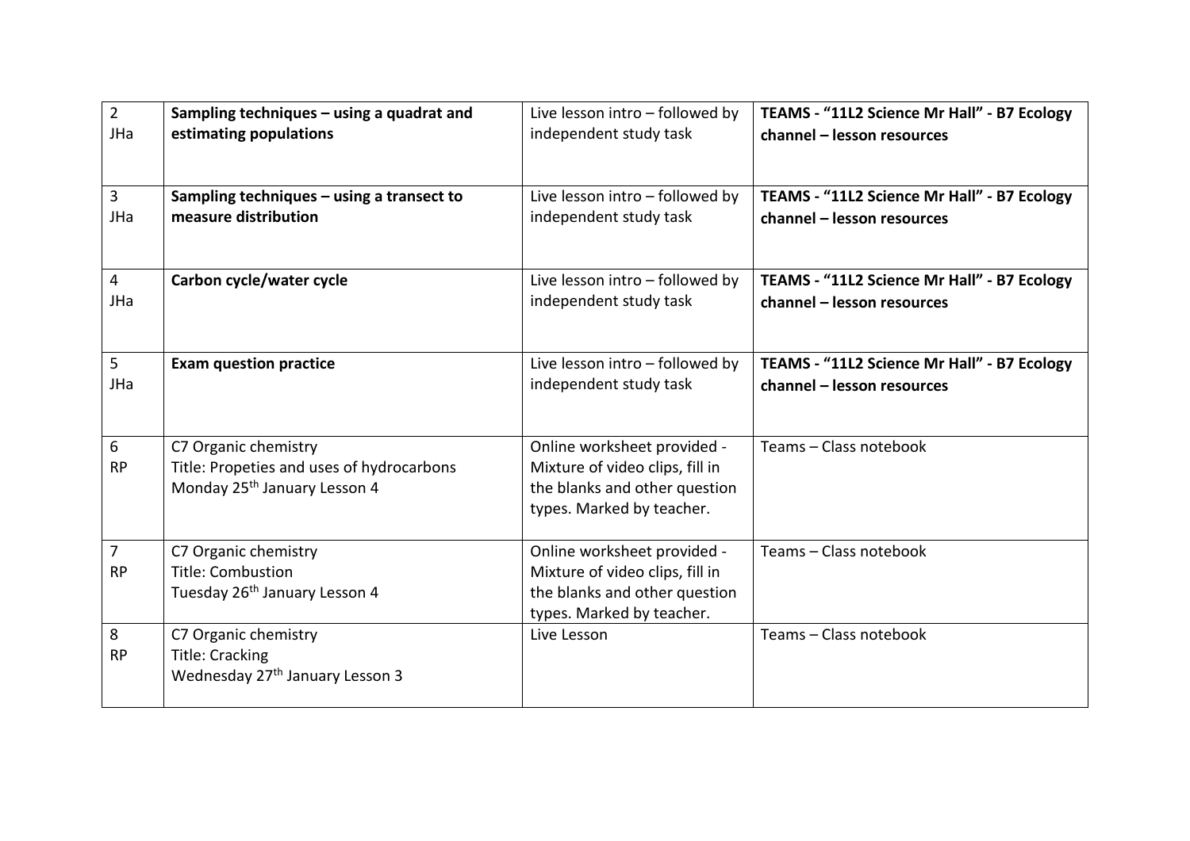| 2<br>JHa | **Sampling techniques – using a quadrat and estimating populations** | Live lesson intro – followed by independent study task | **TEAMS - "11L2 Science Mr Hall" - B7 Ecology channel – lesson resources** |
|---|---|---|---|
| 3<br>JHa | **Sampling techniques – using a transect to measure distribution** | Live lesson intro – followed by independent study task | **TEAMS - "11L2 Science Mr Hall" - B7 Ecology channel – lesson resources** |
| 4<br>JHa | **Carbon cycle/water cycle** | Live lesson intro – followed by independent study task | **TEAMS - "11L2 Science Mr Hall" - B7 Ecology channel – lesson resources** |
| 5<br>JHa | **Exam question practice** | Live lesson intro – followed by independent study task | **TEAMS - "11L2 Science Mr Hall" - B7 Ecology channel – lesson resources** |
| 6<br>RP | C7 Organic chemistry<br>Title: Propeties and uses of hydrocarbons<br>Monday 25th January Lesson 4 | Online worksheet provided - Mixture of video clips, fill in the blanks and other question types. Marked by teacher. | Teams – Class notebook |
| 7<br>RP | C7 Organic chemistry<br>Title: Combustion<br>Tuesday 26th January Lesson 4 | Online worksheet provided - Mixture of video clips, fill in the blanks and other question types. Marked by teacher. | Teams – Class notebook |
| 8<br>RP | C7 Organic chemistry<br>Title: Cracking<br>Wednesday 27th January Lesson 3 | Live Lesson | Teams – Class notebook |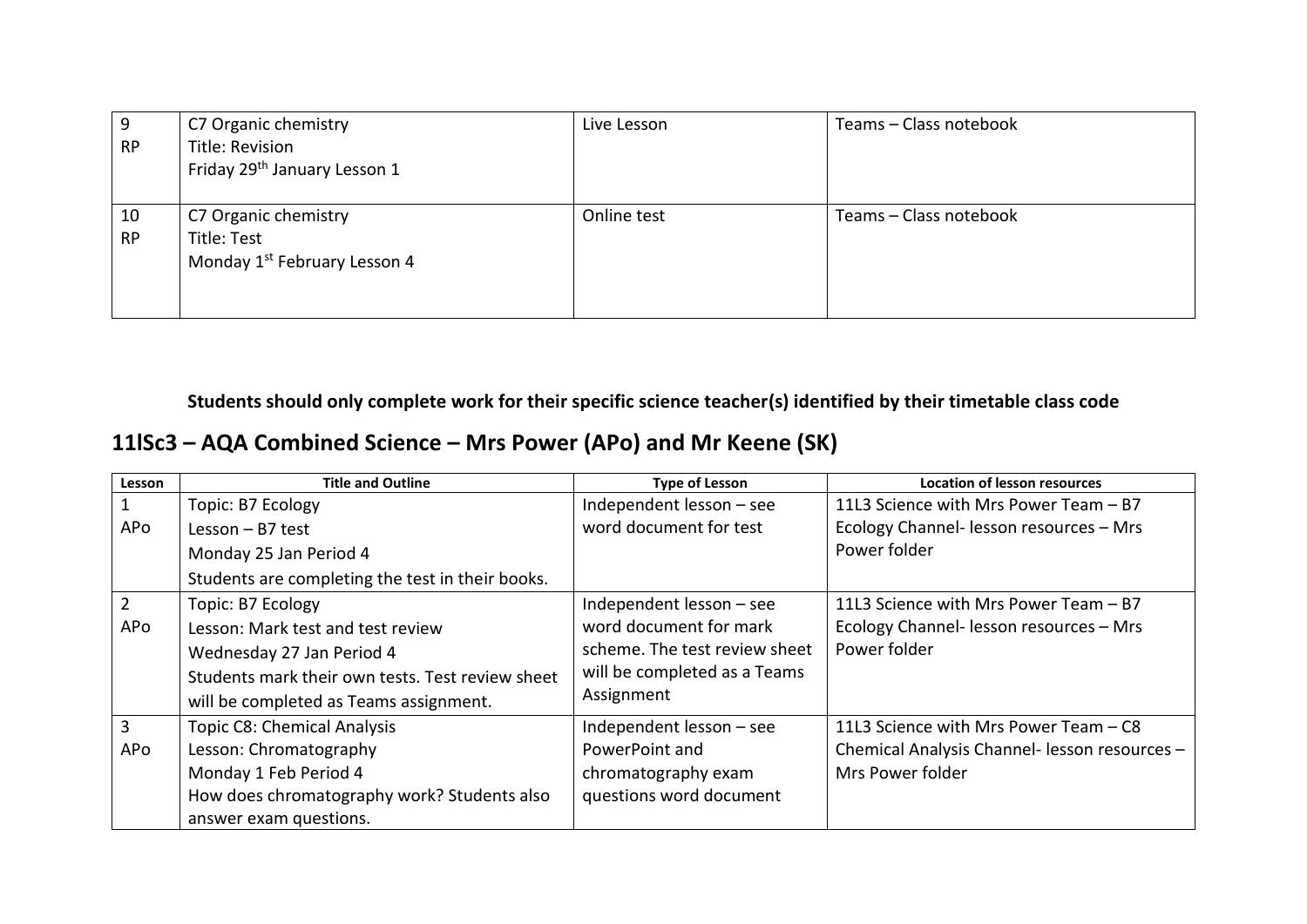| | | | |
|---|---|---|---|
| 9<br>RP | C7 Organic chemistry<br>Title: Revision<br>Friday 29th January Lesson 1 | Live Lesson | Teams – Class notebook |
| 10<br>RP | C7 Organic chemistry<br>Title: Test<br>Monday 1st February Lesson 4 | Online test | Teams – Class notebook |

**Students should only complete work for their specific science teacher(s) identified by their timetable class code**

## 11lSc3 – AQA Combined Science – Mrs Power (APo) and Mr Keene (SK)

| Lesson | Title and Outline | Type of Lesson | Location of lesson resources |
|---|---|---|---|
| 1<br>APo | Topic: B7 Ecology<br>Lesson – B7 test<br>Monday 25 Jan Period 4<br>Students are completing the test in their books. | Independent lesson – see word document for test | 11L3 Science with Mrs Power Team – B7 Ecology Channel- lesson resources – Mrs Power folder |
| 2<br>APo | Topic: B7 Ecology<br>Lesson: Mark test and test review<br>Wednesday 27 Jan Period 4<br>Students mark their own tests. Test review sheet will be completed as Teams assignment. | Independent lesson – see word document for mark scheme. The test review sheet will be completed as a Teams Assignment | 11L3 Science with Mrs Power Team – B7 Ecology Channel- lesson resources – Mrs Power folder |
| 3<br>APo | Topic C8: Chemical Analysis<br>Lesson: Chromatography<br>Monday 1 Feb Period 4<br>How does chromatography work? Students also answer exam questions. | Independent lesson – see PowerPoint and chromatography exam questions word document | 11L3 Science with Mrs Power Team – C8 Chemical Analysis Channel- lesson resources – Mrs Power folder |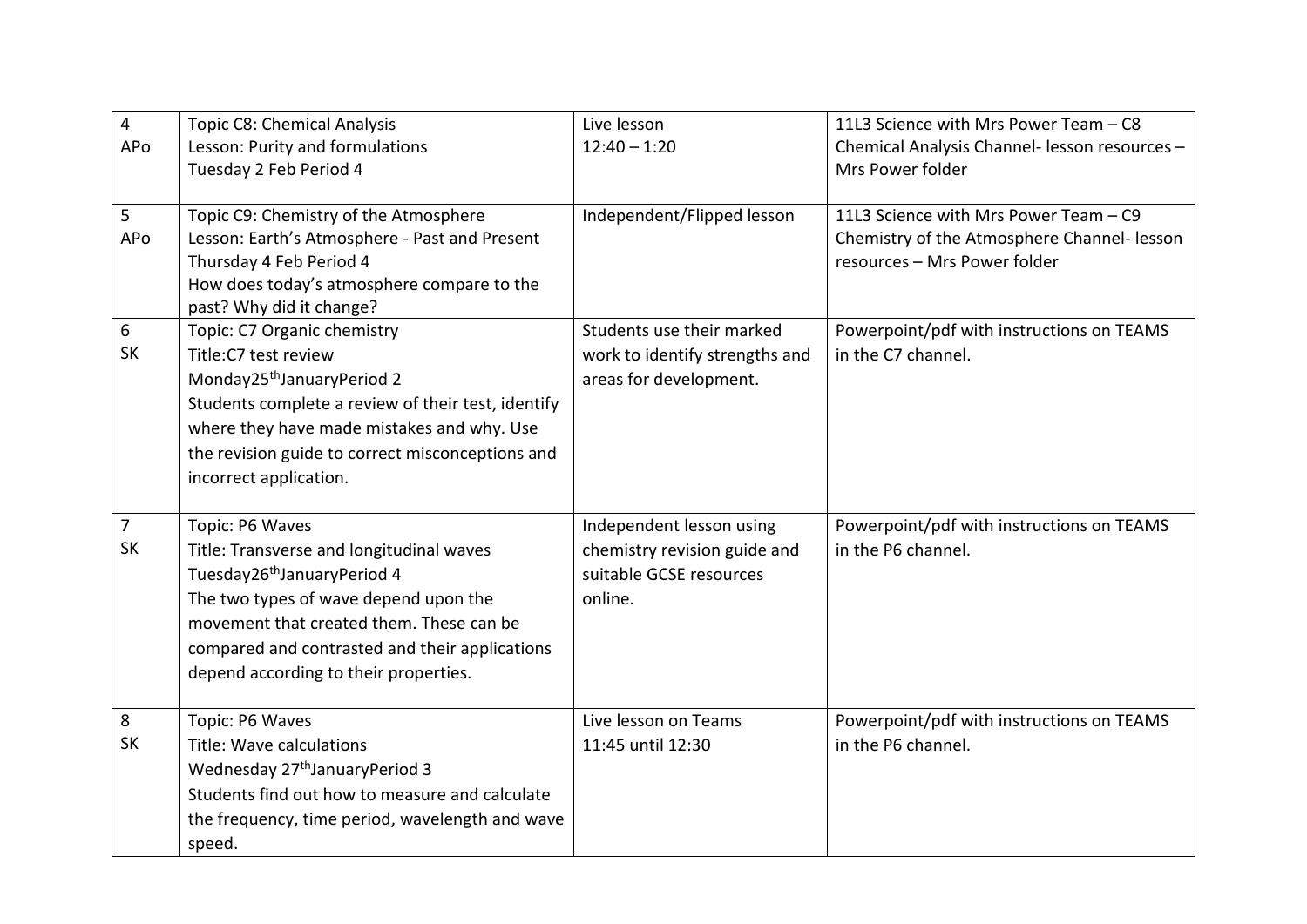| | | | |
|---|---|---|---|
| 4<br>APo | Topic C8: Chemical Analysis<br>Lesson: Purity and formulations<br>Tuesday 2 Feb Period 4 | Live lesson<br>12:40 – 1:20 | 11L3 Science with Mrs Power Team – C8 Chemical Analysis Channel- lesson resources – Mrs Power folder |
| 5<br>APo | Topic C9: Chemistry of the Atmosphere<br>Lesson: Earth's Atmosphere - Past and Present<br>Thursday 4 Feb Period 4<br>How does today's atmosphere compare to the past? Why did it change? | Independent/Flipped lesson | 11L3 Science with Mrs Power Team – C9 Chemistry of the Atmosphere Channel- lesson resources – Mrs Power folder |
| 6<br>SK | Topic: C7 Organic chemistry<br>Title:C7 test review<br>Monday25thJanuaryPeriod 2<br>Students complete a review of their test, identify where they have made mistakes and why. Use the revision guide to correct misconceptions and incorrect application. | Students use their marked work to identify strengths and areas for development. | Powerpoint/pdf with instructions on TEAMS in the C7 channel. |
| 7<br>SK | Topic: P6 Waves<br>Title: Transverse and longitudinal waves<br>Tuesday26thJanuaryPeriod 4<br>The two types of wave depend upon the movement that created them. These can be compared and contrasted and their applications depend according to their properties. | Independent lesson using chemistry revision guide and suitable GCSE resources online. | Powerpoint/pdf with instructions on TEAMS in the P6 channel. |
| 8<br>SK | Topic: P6 Waves<br>Title: Wave calculations<br>Wednesday 27thJanuaryPeriod 3<br>Students find out how to measure and calculate the frequency, time period, wavelength and wave speed. | Live lesson on Teams<br>11:45 until 12:30 | Powerpoint/pdf with instructions on TEAMS in the P6 channel. |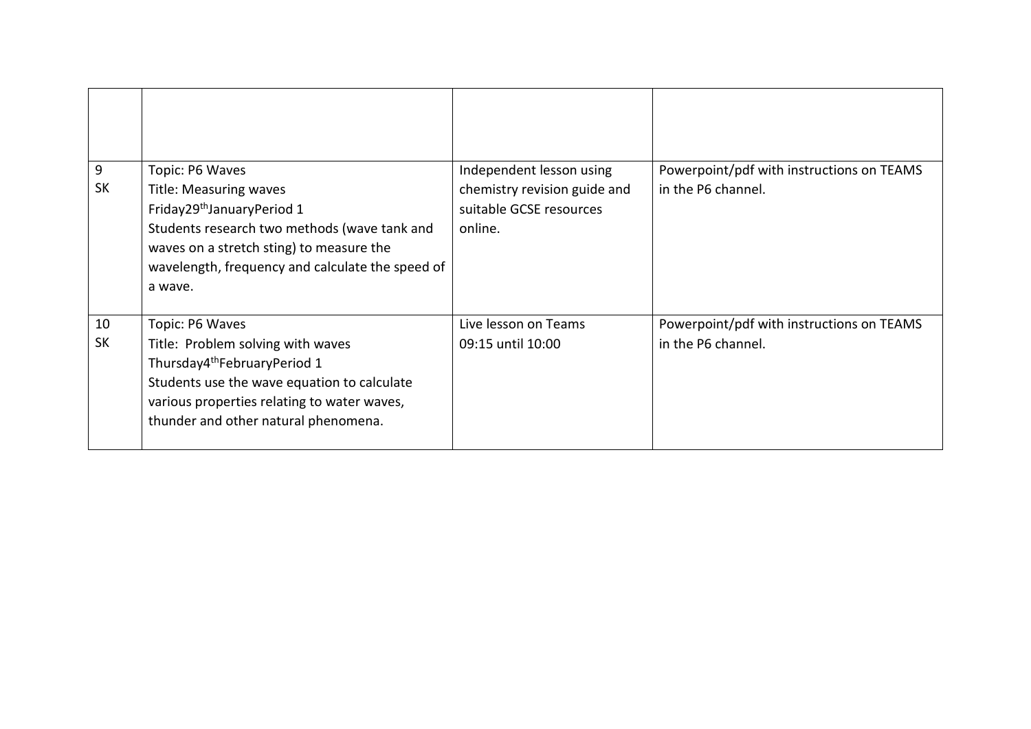| | | | |
|---|---|---|---|
| 9<br>SK | Topic: P6 Waves<br>Title: Measuring waves<br>Friday29thJanuaryPeriod 1<br>Students research two methods (wave tank and waves on a stretch sting) to measure the wavelength, frequency and calculate the speed of a wave. | Independent lesson using chemistry revision guide and suitable GCSE resources online. | Powerpoint/pdf with instructions on TEAMS in the P6 channel. |
| 10<br>SK | Topic: P6 Waves<br>Title: Problem solving with waves<br>Thursday4thFebruaryPeriod 1<br>Students use the wave equation to calculate various properties relating to water waves, thunder and other natural phenomena. | Live lesson on Teams<br>09:15 until 10:00 | Powerpoint/pdf with instructions on TEAMS in the P6 channel. |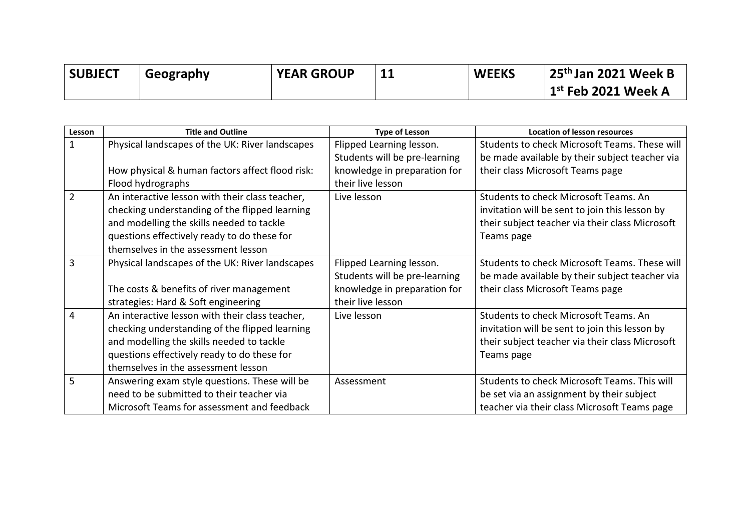| SUBJECT | Geography | YEAR GROUP | 11 | WEEKS | 25th Jan 2021 Week B<br>1st Feb 2021 Week A |
|---|---|---|---|---|---|

| Lesson | Title and Outline | Type of Lesson | Location of lesson resources |
|---|---|---|---|
| 1 | Physical landscapes of the UK: River landscapes<br><br>How physical & human factors affect flood risk: Flood hydrographs | Flipped Learning lesson. Students will be pre-learning knowledge in preparation for their live lesson | Students to check Microsoft Teams. These will be made available by their subject teacher via their class Microsoft Teams page |
| 2 | An interactive lesson with their class teacher, checking understanding of the flipped learning and modelling the skills needed to tackle questions effectively ready to do these for themselves in the assessment lesson | Live lesson | Students to check Microsoft Teams. An invitation will be sent to join this lesson by their subject teacher via their class Microsoft Teams page |
| 3 | Physical landscapes of the UK: River landscapes<br><br>The costs & benefits of river management strategies: Hard & Soft engineering | Flipped Learning lesson. Students will be pre-learning knowledge in preparation for their live lesson | Students to check Microsoft Teams. These will be made available by their subject teacher via their class Microsoft Teams page |
| 4 | An interactive lesson with their class teacher, checking understanding of the flipped learning and modelling the skills needed to tackle questions effectively ready to do these for themselves in the assessment lesson | Live lesson | Students to check Microsoft Teams. An invitation will be sent to join this lesson by their subject teacher via their class Microsoft Teams page |
| 5 | Answering exam style questions. These will be need to be submitted to their teacher via Microsoft Teams for assessment and feedback | Assessment | Students to check Microsoft Teams. This will be set via an assignment by their subject teacher via their class Microsoft Teams page |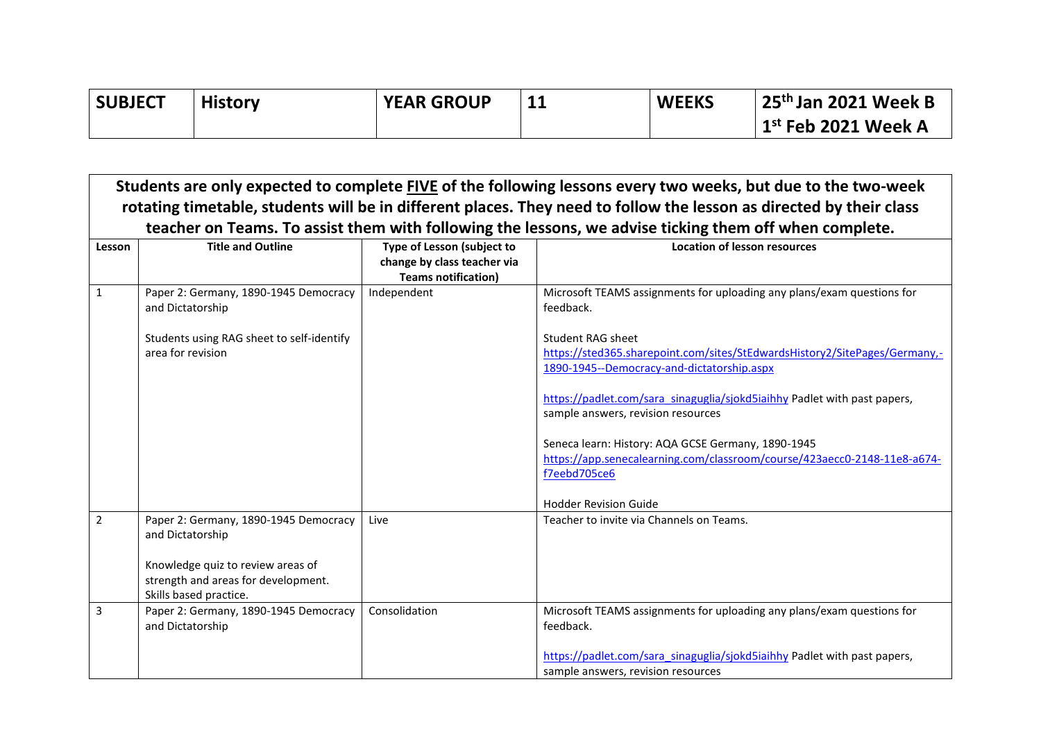| SUBJECT | History | YEAR GROUP | 11 | WEEKS | 25th Jan 2021 Week B<br>1st Feb 2021 Week A |
|---|---|---|---|---|---|

**Students are only expected to complete FIVE of the following lessons every two weeks, but due to the two-week rotating timetable, students will be in different places. They need to follow the lesson as directed by their class teacher on Teams. To assist them with following the lessons, we advise ticking them off when complete.**

| Lesson | Title and Outline | Type of Lesson (subject to change by class teacher via Teams notification) | Location of lesson resources |
|---|---|---|---|
| 1 | Paper 2: Germany, 1890-1945 Democracy and Dictatorship<br><br>Students using RAG sheet to self-identify area for revision | Independent | Microsoft TEAMS assignments for uploading any plans/exam questions for feedback.<br><br>Student RAG sheet<br>https://sted365.sharepoint.com/sites/StEdwardsHistory2/SitePages/Germany,-1890-1945--Democracy-and-dictatorship.aspx<br><br>https://padlet.com/sara_sinaguglia/sjokd5iaihhy Padlet with past papers, sample answers, revision resources<br><br>Seneca learn: History: AQA GCSE Germany, 1890-1945<br>https://app.senecalearning.com/classroom/course/423aecc0-2148-11e8-a674-f7eebd705ce6<br><br>Hodder Revision Guide |
| 2 | Paper 2: Germany, 1890-1945 Democracy and Dictatorship<br><br>Knowledge quiz to review areas of strength and areas for development.<br>Skills based practice. | Live | Teacher to invite via Channels on Teams. |
| 3 | Paper 2: Germany, 1890-1945 Democracy and Dictatorship | Consolidation | Microsoft TEAMS assignments for uploading any plans/exam questions for feedback.<br><br>https://padlet.com/sara_sinaguglia/sjokd5iaihhy Padlet with past papers, sample answers, revision resources |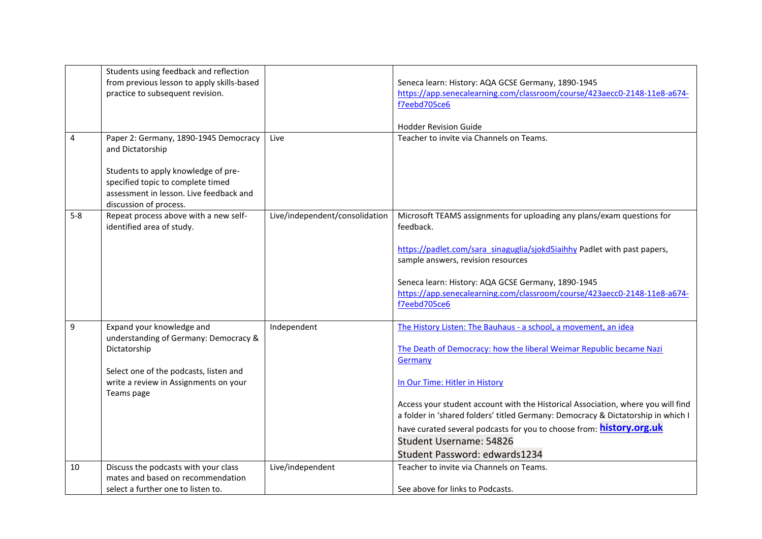| | | | |
|---|---|---|---|
| | Students using feedback and reflection from previous lesson to apply skills-based practice to subsequent revision. | | Seneca learn: History: AQA GCSE Germany, 1890-1945<br>https://app.senecalearning.com/classroom/course/423aecc0-2148-11e8-a674-f7eebd705ce6<br><br>Hodder Revision Guide |
| 4 | Paper 2: Germany, 1890-1945 Democracy and Dictatorship<br><br>Students to apply knowledge of pre-specified topic to complete timed assessment in lesson. Live feedback and discussion of process. | Live | Teacher to invite via Channels on Teams. |
| 5-8 | Repeat process above with a new self-identified area of study. | Live/independent/consolidation | Microsoft TEAMS assignments for uploading any plans/exam questions for feedback.<br><br>https://padlet.com/sara_sinaguglia/sjokd5iaihhy Padlet with past papers, sample answers, revision resources<br><br>Seneca learn: History: AQA GCSE Germany, 1890-1945<br>https://app.senecalearning.com/classroom/course/423aecc0-2148-11e8-a674-f7eebd705ce6 |
| 9 | Expand your knowledge and understanding of Germany: Democracy & Dictatorship<br><br>Select one of the podcasts, listen and write a review in Assignments on your Teams page | Independent | The History Listen: The Bauhaus - a school, a movement, an idea<br><br>The Death of Democracy: how the liberal Weimar Republic became Nazi Germany<br><br>In Our Time: Hitler in History<br><br>Access your student account with the Historical Association, where you will find a folder in 'shared folders' titled Germany: Democracy & Dictatorship in which I have curated several podcasts for you to choose from: **history.org.uk**<br>Student Username: 54826<br>Student Password: edwards1234 |
| 10 | Discuss the podcasts with your class mates and based on recommendation select a further one to listen to. | Live/independent | Teacher to invite via Channels on Teams.<br><br>See above for links to Podcasts. |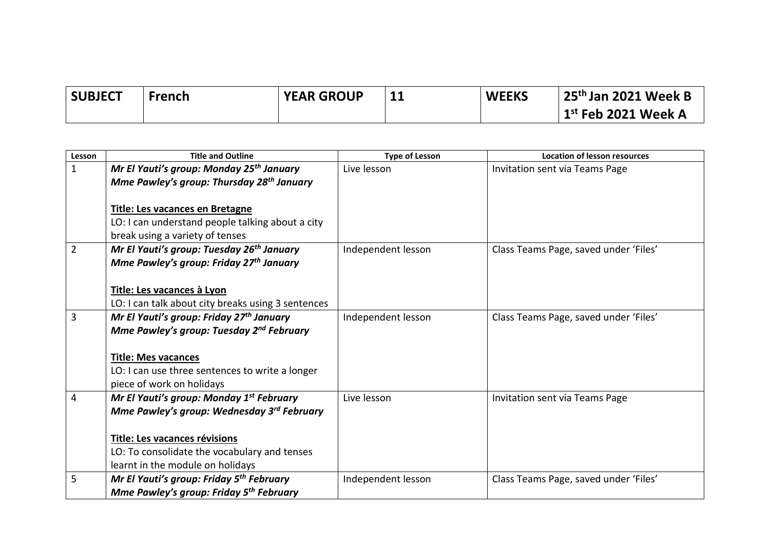| SUBJECT | French | YEAR GROUP | 11 | WEEKS | 25th Jan 2021 Week B<br>1st Feb 2021 Week A |
|---|---|---|---|---|---|

| Lesson | Title and Outline | Type of Lesson | Location of lesson resources |
|---|---|---|---|
| 1 | ***Mr El Yauti's group: Monday 25th January***<br>***Mme Pawley's group: Thursday 28th January***<br><br>**Title: Les vacances en Bretagne**<br>LO: I can understand people talking about a city break using a variety of tenses | Live lesson | Invitation sent via Teams Page |
| 2 | ***Mr El Yauti's group: Tuesday 26th January***<br>***Mme Pawley's group: Friday 27th January***<br><br>**Title: Les vacances à Lyon**<br>LO: I can talk about city breaks using 3 sentences | Independent lesson | Class Teams Page, saved under 'Files' |
| 3 | ***Mr El Yauti's group: Friday 27th January***<br>***Mme Pawley's group: Tuesday 2nd February***<br><br>**Title: Mes vacances**<br>LO: I can use three sentences to write a longer piece of work on holidays | Independent lesson | Class Teams Page, saved under 'Files' |
| 4 | ***Mr El Yauti's group: Monday 1st February***<br>***Mme Pawley's group: Wednesday 3rd February***<br><br>**Title: Les vacances révisions**<br>LO: To consolidate the vocabulary and tenses learnt in the module on holidays | Live lesson | Invitation sent via Teams Page |
| 5 | ***Mr El Yauti's group: Friday 5th February***<br>***Mme Pawley's group: Friday 5th February*** | Independent lesson | Class Teams Page, saved under 'Files' |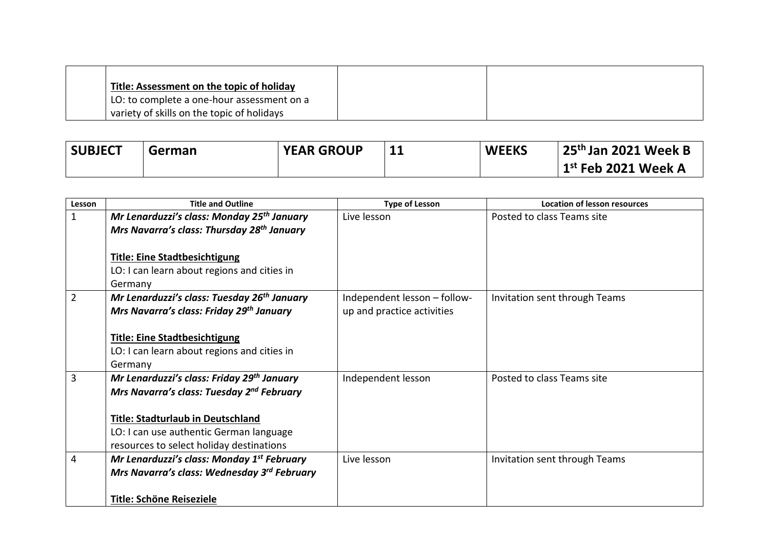| | **Title: Assessment on the topic of holiday**<br>LO: to complete a one-hour assessment on a variety of skills on the topic of holidays | | |
|---|---|---|---|

| **SUBJECT** | **German** | **YEAR GROUP** | **11** | **WEEKS** | **25th Jan 2021 Week B**<br>**1st Feb 2021 Week A** |
|---|---|---|---|---|---|

| Lesson | Title and Outline | Type of Lesson | Location of lesson resources |
|---|---|---|---|
| 1 | ***Mr Lenarduzzi's class: Monday 25th January***<br>***Mrs Navarra's class: Thursday 28th January***<br><br>**Title: Eine Stadtbesichtigung**<br>LO: I can learn about regions and cities in Germany | Live lesson | Posted to class Teams site |
| 2 | ***Mr Lenarduzzi's class: Tuesday 26th January***<br>***Mrs Navarra's class: Friday 29th January***<br><br>**Title: Eine Stadtbesichtigung**<br>LO: I can learn about regions and cities in Germany | Independent lesson – follow-up and practice activities | Invitation sent through Teams |
| 3 | ***Mr Lenarduzzi's class: Friday 29th January***<br>***Mrs Navarra's class: Tuesday 2nd February***<br><br>**Title: Stadturlaub in Deutschland**<br>LO: I can use authentic German language resources to select holiday destinations | Independent lesson | Posted to class Teams site |
| 4 | ***Mr Lenarduzzi's class: Monday 1st February***<br>***Mrs Navarra's class: Wednesday 3rd February***<br><br>**Title: Schöne Reiseziele** | Live lesson | Invitation sent through Teams |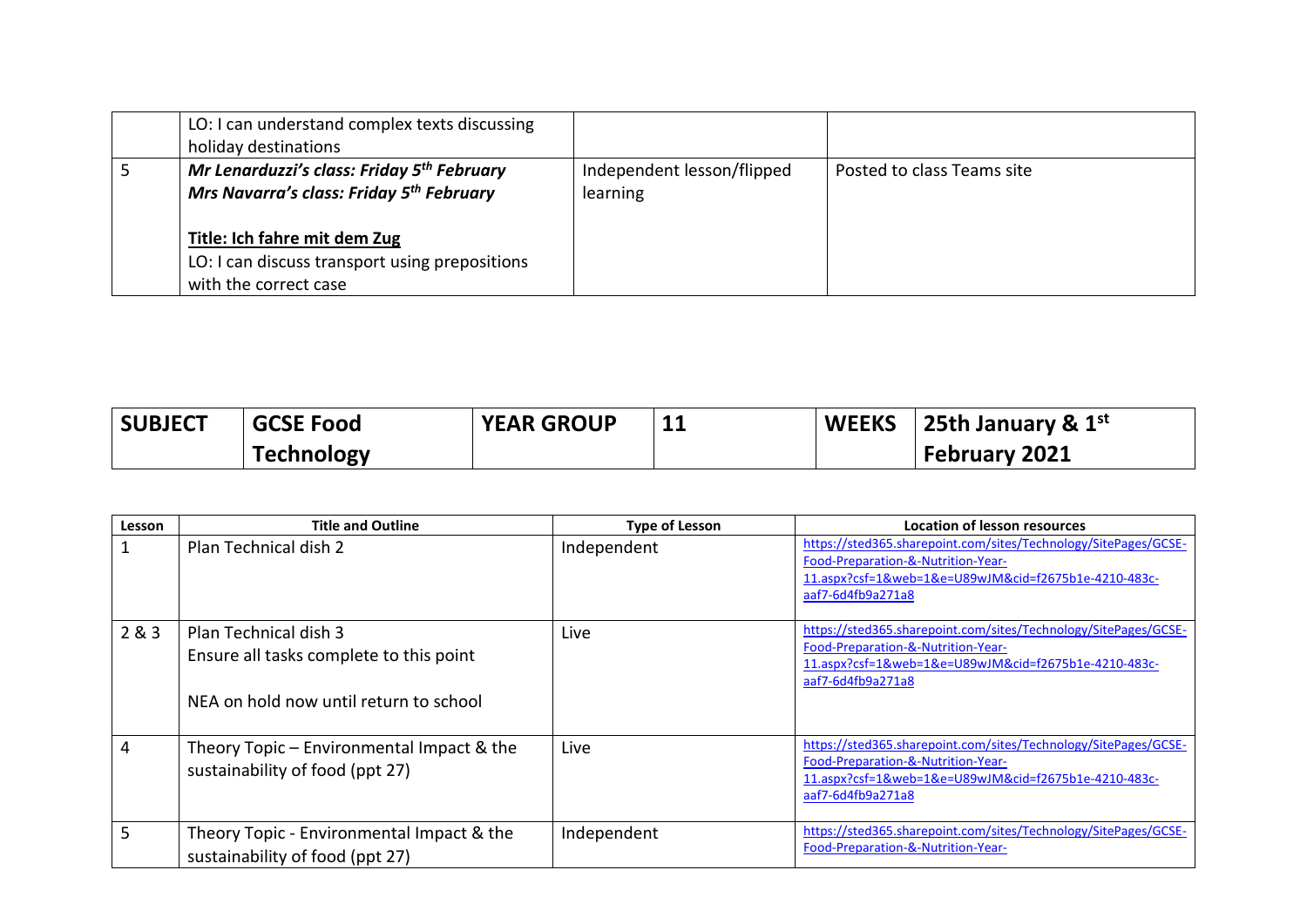| | | | |
|---|---|---|---|
| | LO: I can understand complex texts discussing holiday destinations | | |
| 5 | ***Mr Lenarduzzi's class: Friday 5th February***<br>***Mrs Navarra's class: Friday 5th February***<br><br>**Title: Ich fahre mit dem Zug**<br>LO: I can discuss transport using prepositions with the correct case | Independent lesson/flipped learning | Posted to class Teams site |

| **SUBJECT** | **GCSE Food Technology** | **YEAR GROUP** | **11** | **WEEKS** | **25th January & 1st February 2021** |
|---|---|---|---|---|---|

| Lesson | Title and Outline | Type of Lesson | Location of lesson resources |
|---|---|---|---|
| 1 | Plan Technical dish 2 | Independent | https://sted365.sharepoint.com/sites/Technology/SitePages/GCSE-Food-Preparation-&-Nutrition-Year-11.aspx?csf=1&web=1&e=U89wJM&cid=f2675b1e-4210-483c-aaf7-6d4fb9a271a8 |
| 2 & 3 | Plan Technical dish 3<br>Ensure all tasks complete to this point<br><br>NEA on hold now until return to school | Live | https://sted365.sharepoint.com/sites/Technology/SitePages/GCSE-Food-Preparation-&-Nutrition-Year-11.aspx?csf=1&web=1&e=U89wJM&cid=f2675b1e-4210-483c-aaf7-6d4fb9a271a8 |
| 4 | Theory Topic – Environmental Impact & the sustainability of food (ppt 27) | Live | https://sted365.sharepoint.com/sites/Technology/SitePages/GCSE-Food-Preparation-&-Nutrition-Year-11.aspx?csf=1&web=1&e=U89wJM&cid=f2675b1e-4210-483c-aaf7-6d4fb9a271a8 |
| 5 | Theory Topic - Environmental Impact & the sustainability of food (ppt 27) | Independent | https://sted365.sharepoint.com/sites/Technology/SitePages/GCSE-Food-Preparation-&-Nutrition-Year- |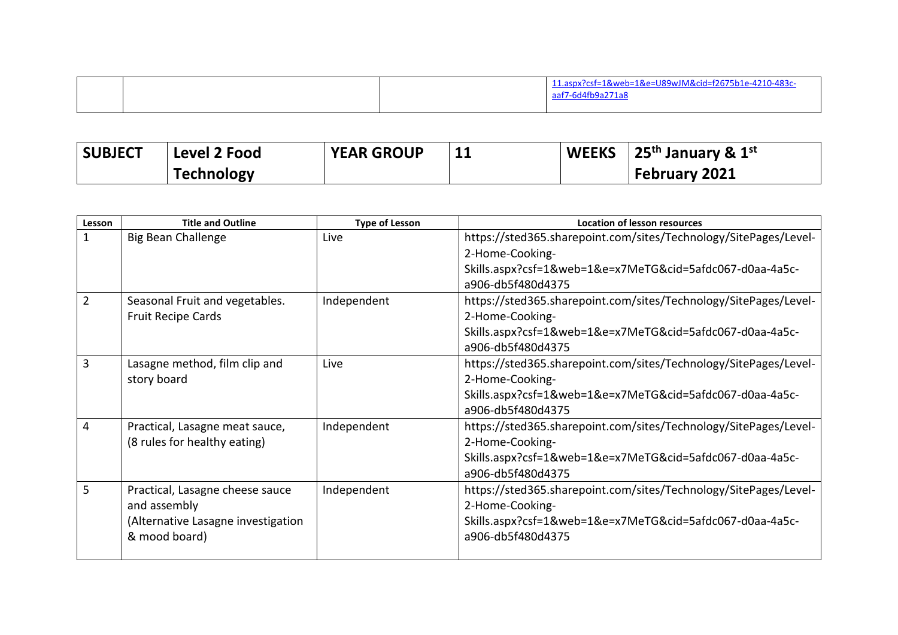|  |  |  | 11.aspx?csf=1&web=1&e=U89wJM&cid=f2675b1e-4210-483c-aaf7-6d4fb9a271a8 |
|---|---|---|---|

| SUBJECT | Level 2 Food Technology | YEAR GROUP | 11 | WEEKS | 25th January & 1st February 2021 |
|---|---|---|---|---|---|

| Lesson | Title and Outline | Type of Lesson | Location of lesson resources |
|---|---|---|---|
| 1 | Big Bean Challenge | Live | https://sted365.sharepoint.com/sites/Technology/SitePages/Level-2-Home-Cooking-Skills.aspx?csf=1&web=1&e=x7MeTG&cid=5afdc067-d0aa-4a5c-a906-db5f480d4375 |
| 2 | Seasonal Fruit and vegetables. Fruit Recipe Cards | Independent | https://sted365.sharepoint.com/sites/Technology/SitePages/Level-2-Home-Cooking-Skills.aspx?csf=1&web=1&e=x7MeTG&cid=5afdc067-d0aa-4a5c-a906-db5f480d4375 |
| 3 | Lasagne method, film clip and story board | Live | https://sted365.sharepoint.com/sites/Technology/SitePages/Level-2-Home-Cooking-Skills.aspx?csf=1&web=1&e=x7MeTG&cid=5afdc067-d0aa-4a5c-a906-db5f480d4375 |
| 4 | Practical, Lasagne meat sauce, (8 rules for healthy eating) | Independent | https://sted365.sharepoint.com/sites/Technology/SitePages/Level-2-Home-Cooking-Skills.aspx?csf=1&web=1&e=x7MeTG&cid=5afdc067-d0aa-4a5c-a906-db5f480d4375 |
| 5 | Practical, Lasagne cheese sauce and assembly (Alternative Lasagne investigation & mood board) | Independent | https://sted365.sharepoint.com/sites/Technology/SitePages/Level-2-Home-Cooking-Skills.aspx?csf=1&web=1&e=x7MeTG&cid=5afdc067-d0aa-4a5c-a906-db5f480d4375 |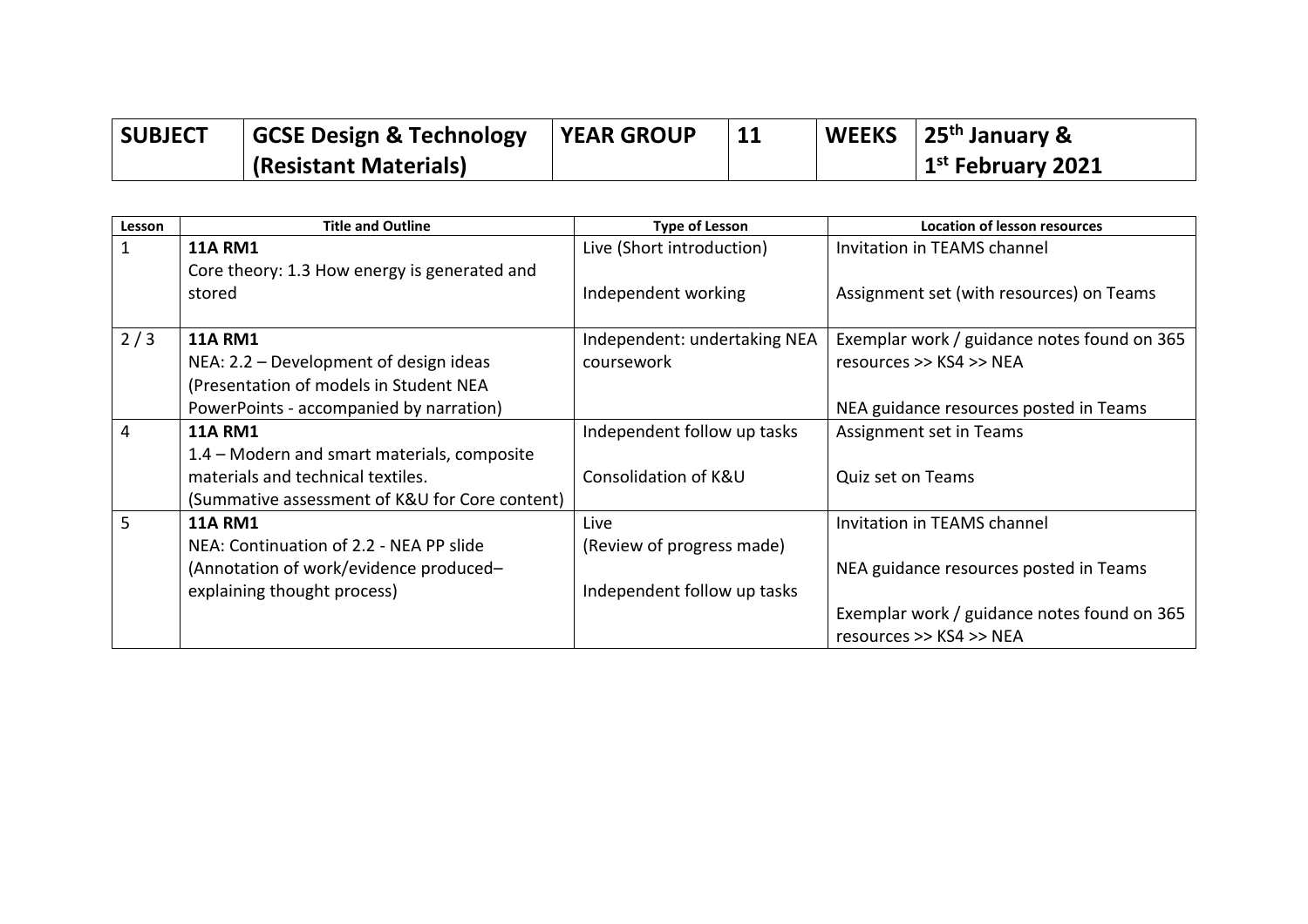| SUBJECT | GCSE Design & Technology (Resistant Materials) | YEAR GROUP | 11 | WEEKS | 25th January & 1st February 2021 |
|---|---|---|---|---|---|

| Lesson | Title and Outline | Type of Lesson | Location of lesson resources |
|---|---|---|---|
| 1 | **11A RM1**<br>Core theory: 1.3 How energy is generated and stored | Live (Short introduction)<br><br>Independent working | Invitation in TEAMS channel<br><br>Assignment set (with resources) on Teams |
| 2 / 3 | **11A RM1**<br>NEA: 2.2 – Development of design ideas (Presentation of models in Student NEA PowerPoints - accompanied by narration) | Independent: undertaking NEA coursework | Exemplar work / guidance notes found on 365 resources >> KS4 >> NEA<br><br>NEA guidance resources posted in Teams |
| 4 | **11A RM1**<br>1.4 – Modern and smart materials, composite materials and technical textiles.<br>(Summative assessment of K&U for Core content) | Independent follow up tasks<br><br>Consolidation of K&U | Assignment set in Teams<br><br>Quiz set on Teams |
| 5 | **11A RM1**<br>NEA: Continuation of 2.2 - NEA PP slide (Annotation of work/evidence produced– explaining thought process) | Live<br>(Review of progress made)<br><br>Independent follow up tasks | Invitation in TEAMS channel<br><br>NEA guidance resources posted in Teams<br><br>Exemplar work / guidance notes found on 365 resources >> KS4 >> NEA |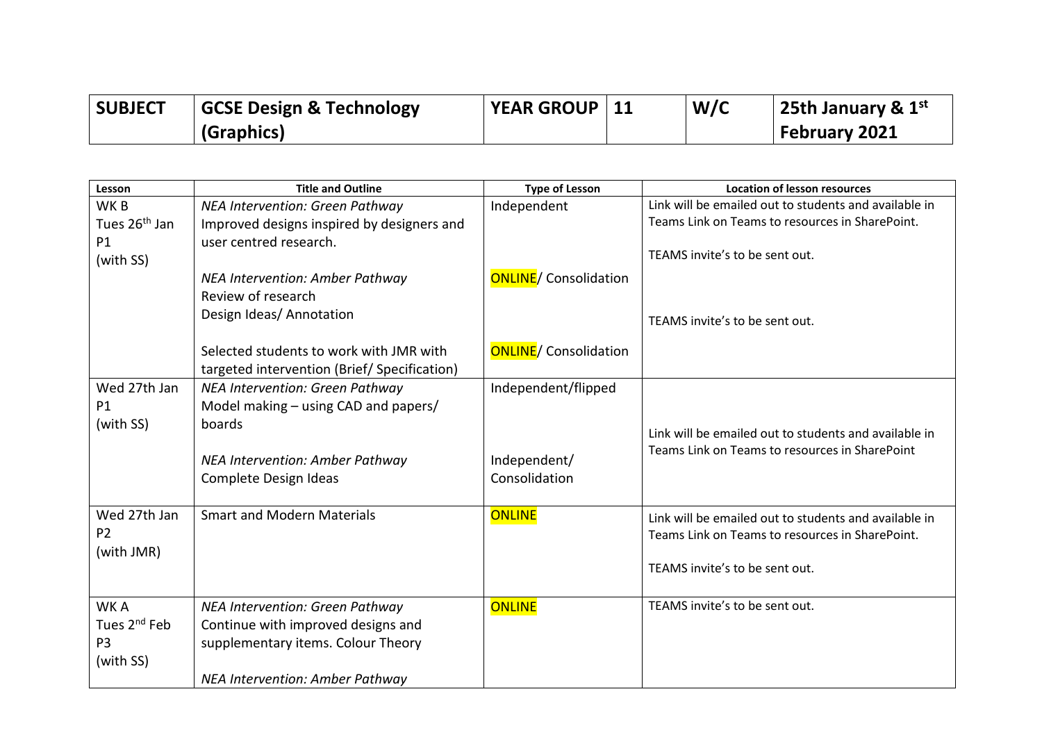| SUBJECT | GCSE Design & Technology (Graphics) | YEAR GROUP | 11 | W/C | 25th January & 1st February 2021 |
|---|---|---|---|---|---|

| Lesson | Title and Outline | Type of Lesson | Location of lesson resources |
|---|---|---|---|
| WK B<br>Tues 26th Jan<br>P1<br>(with SS) | *NEA Intervention: Green Pathway*<br>Improved designs inspired by designers and user centred research.<br><br>*NEA Intervention: Amber Pathway*<br>Review of research<br>Design Ideas/ Annotation<br><br>Selected students to work with JMR with targeted intervention (Brief/ Specification) | Independent<br><br><br>ONLINE/ Consolidation<br><br><br><br>ONLINE/ Consolidation | Link will be emailed out to students and available in Teams Link on Teams to resources in SharePoint.<br><br>TEAMS invite's to be sent out.<br><br>TEAMS invite's to be sent out. |
| Wed 27th Jan<br>P1<br>(with SS) | *NEA Intervention: Green Pathway*<br>Model making – using CAD and papers/ boards<br><br>*NEA Intervention: Amber Pathway*<br>Complete Design Ideas | Independent/flipped<br><br><br>Independent/ Consolidation | Link will be emailed out to students and available in Teams Link on Teams to resources in SharePoint |
| Wed 27th Jan<br>P2<br>(with JMR) | Smart and Modern Materials | ONLINE | Link will be emailed out to students and available in Teams Link on Teams to resources in SharePoint.<br><br>TEAMS invite's to be sent out. |
| WK A<br>Tues 2nd Feb<br>P3<br>(with SS) | *NEA Intervention: Green Pathway*<br>Continue with improved designs and supplementary items. Colour Theory<br><br>*NEA Intervention: Amber Pathway* | ONLINE | TEAMS invite's to be sent out. |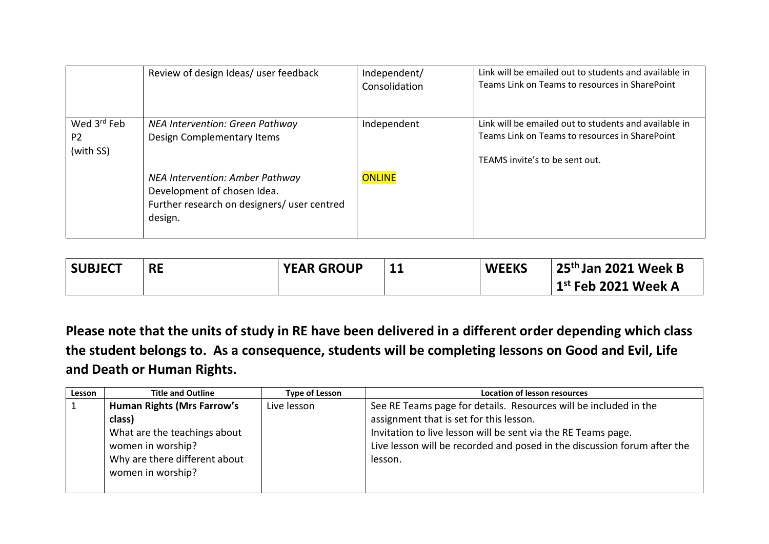| | | | |
|---|---|---|---|
| | Review of design Ideas/ user feedback | Independent/ Consolidation | Link will be emailed out to students and available in Teams Link on Teams to resources in SharePoint |
| Wed 3rd Feb P2 (with SS) | *NEA Intervention: Green Pathway*<br>Design Complementary Items<br><br>*NEA Intervention: Amber Pathway*<br>Development of chosen Idea.<br>Further research on designers/ user centred design. | Independent<br><br>ONLINE | Link will be emailed out to students and available in Teams Link on Teams to resources in SharePoint<br><br>TEAMS invite's to be sent out. |

| **SUBJECT** | **RE** | **YEAR GROUP** | **11** | **WEEKS** | **25th Jan 2021 Week B**<br>**1st Feb 2021 Week A** |
|---|---|---|---|---|---|

**Please note that the units of study in RE have been delivered in a different order depending which class the student belongs to. As a consequence, students will be completing lessons on Good and Evil, Life and Death or Human Rights.**

| Lesson | Title and Outline | Type of Lesson | Location of lesson resources |
|---|---|---|---|
| 1 | **Human Rights (Mrs Farrow's class)**<br>What are the teachings about women in worship?<br>Why are there different about women in worship? | Live lesson | See RE Teams page for details. Resources will be included in the assignment that is set for this lesson.<br>Invitation to live lesson will be sent via the RE Teams page.<br>Live lesson will be recorded and posed in the discussion forum after the lesson. |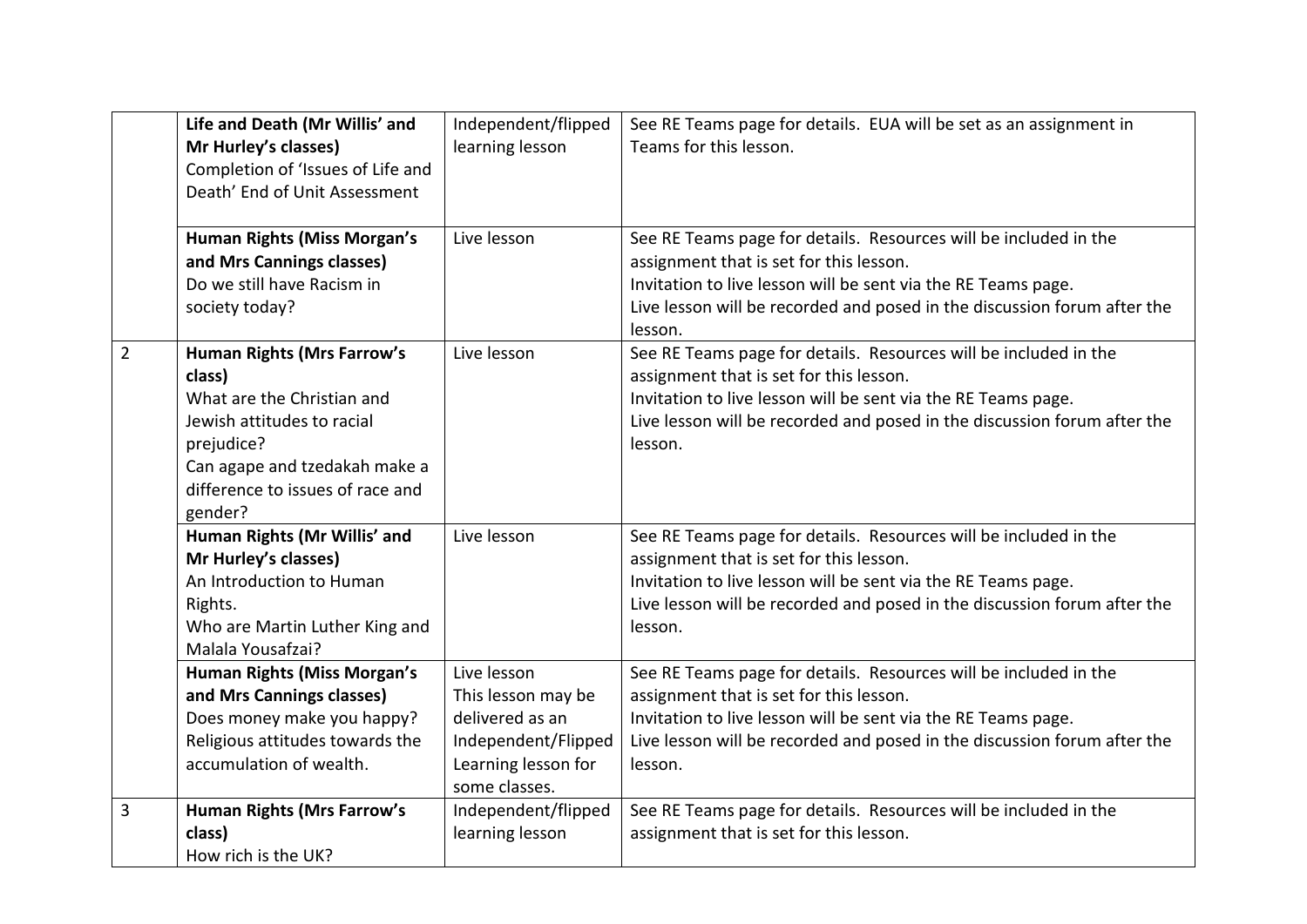| | | | |
|---|---|---|---|
| | **Life and Death (Mr Willis' and Mr Hurley's classes)**<br>Completion of 'Issues of Life and Death' End of Unit Assessment | Independent/flipped learning lesson | See RE Teams page for details. EUA will be set as an assignment in Teams for this lesson. |
| | **Human Rights (Miss Morgan's and Mrs Cannings classes)**<br>Do we still have Racism in society today? | Live lesson | See RE Teams page for details. Resources will be included in the assignment that is set for this lesson.<br>Invitation to live lesson will be sent via the RE Teams page.<br>Live lesson will be recorded and posed in the discussion forum after the lesson. |
| 2 | **Human Rights (Mrs Farrow's class)**<br>What are the Christian and Jewish attitudes to racial prejudice?<br>Can agape and tzedakah make a difference to issues of race and gender? | Live lesson | See RE Teams page for details. Resources will be included in the assignment that is set for this lesson.<br>Invitation to live lesson will be sent via the RE Teams page.<br>Live lesson will be recorded and posed in the discussion forum after the lesson. |
| | **Human Rights (Mr Willis' and Mr Hurley's classes)**<br>An Introduction to Human Rights.<br>Who are Martin Luther King and Malala Yousafzai? | Live lesson | See RE Teams page for details. Resources will be included in the assignment that is set for this lesson.<br>Invitation to live lesson will be sent via the RE Teams page.<br>Live lesson will be recorded and posed in the discussion forum after the lesson. |
| | **Human Rights (Miss Morgan's and Mrs Cannings classes)**<br>Does money make you happy?<br>Religious attitudes towards the accumulation of wealth. | Live lesson<br>This lesson may be delivered as an Independent/Flipped Learning lesson for some classes. | See RE Teams page for details. Resources will be included in the assignment that is set for this lesson.<br>Invitation to live lesson will be sent via the RE Teams page.<br>Live lesson will be recorded and posed in the discussion forum after the lesson. |
| 3 | **Human Rights (Mrs Farrow's class)**<br>How rich is the UK? | Independent/flipped learning lesson | See RE Teams page for details. Resources will be included in the assignment that is set for this lesson. |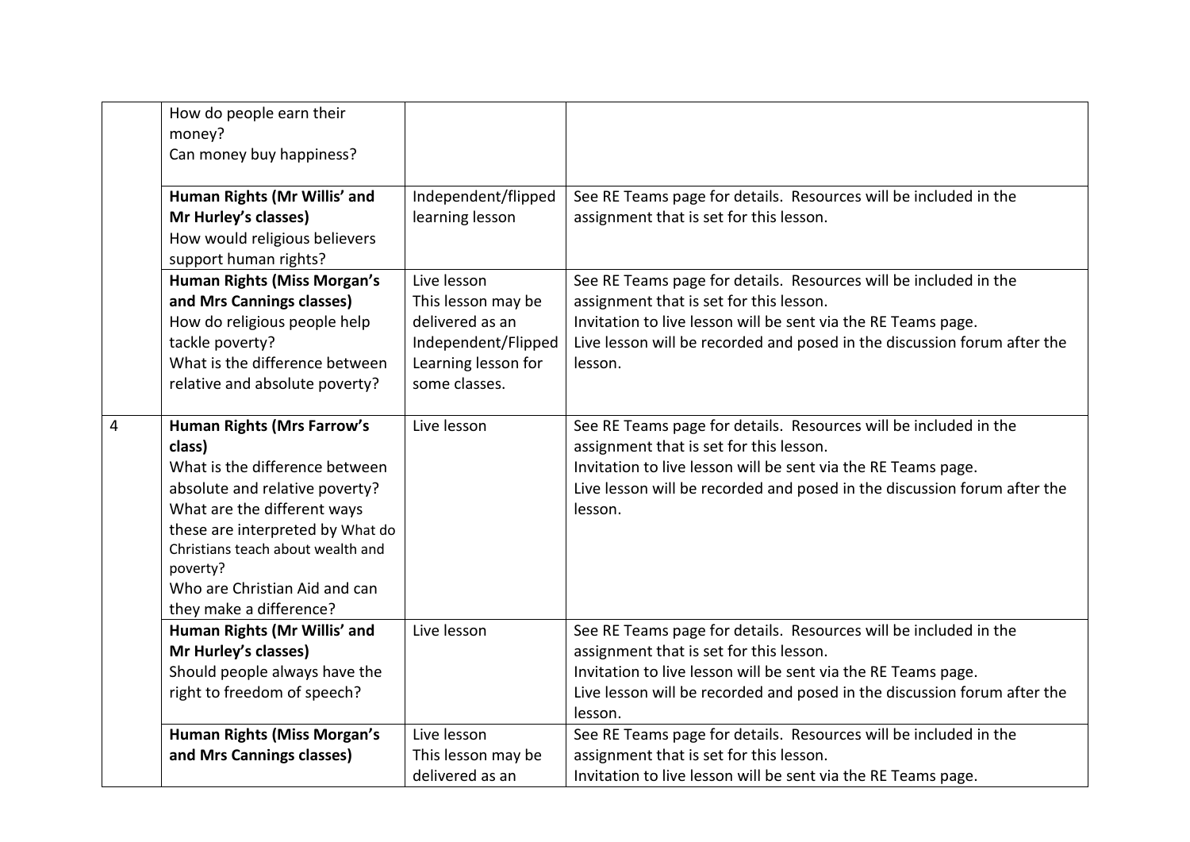| | | | |
|---|---|---|---|
| | How do people earn their money?<br>Can money buy happiness? | | |
| | **Human Rights (Mr Willis' and Mr Hurley's classes)**<br>How would religious believers support human rights? | Independent/flipped learning lesson | See RE Teams page for details. Resources will be included in the assignment that is set for this lesson. |
| | **Human Rights (Miss Morgan's and Mrs Cannings classes)**<br>How do religious people help tackle poverty?<br>What is the difference between relative and absolute poverty? | Live lesson<br>This lesson may be delivered as an Independent/Flipped Learning lesson for some classes. | See RE Teams page for details. Resources will be included in the assignment that is set for this lesson.<br>Invitation to live lesson will be sent via the RE Teams page.<br>Live lesson will be recorded and posed in the discussion forum after the lesson. |
| 4 | **Human Rights (Mrs Farrow's class)**<br>What is the difference between absolute and relative poverty?<br>What are the different ways these are interpreted by What do Christians teach about wealth and poverty?<br>Who are Christian Aid and can they make a difference? | Live lesson | See RE Teams page for details. Resources will be included in the assignment that is set for this lesson.<br>Invitation to live lesson will be sent via the RE Teams page.<br>Live lesson will be recorded and posed in the discussion forum after the lesson. |
| | **Human Rights (Mr Willis' and Mr Hurley's classes)**<br>Should people always have the right to freedom of speech? | Live lesson | See RE Teams page for details. Resources will be included in the assignment that is set for this lesson.<br>Invitation to live lesson will be sent via the RE Teams page.<br>Live lesson will be recorded and posed in the discussion forum after the lesson. |
| | **Human Rights (Miss Morgan's and Mrs Cannings classes)** | Live lesson<br>This lesson may be delivered as an | See RE Teams page for details. Resources will be included in the assignment that is set for this lesson.<br>Invitation to live lesson will be sent via the RE Teams page. |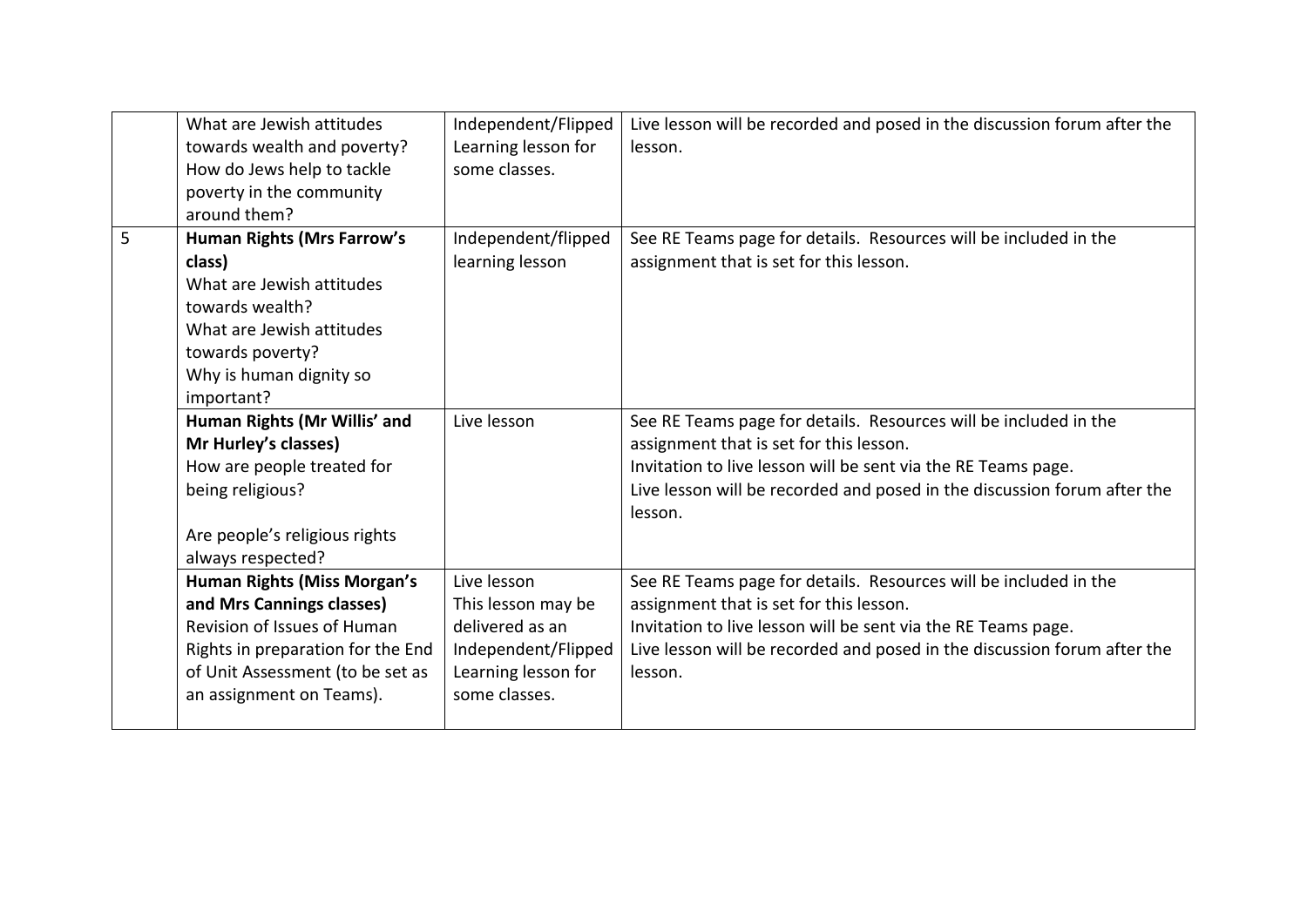| | | | |
|---|---|---|---|
| | What are Jewish attitudes towards wealth and poverty?<br>How do Jews help to tackle poverty in the community around them? | Independent/Flipped Learning lesson for some classes. | Live lesson will be recorded and posed in the discussion forum after the lesson. |
| 5 | **Human Rights (Mrs Farrow's class)**<br>What are Jewish attitudes towards wealth?<br>What are Jewish attitudes towards poverty?<br>Why is human dignity so important? | Independent/flipped learning lesson | See RE Teams page for details. Resources will be included in the assignment that is set for this lesson. |
| | **Human Rights (Mr Willis' and Mr Hurley's classes)**<br>How are people treated for being religious?<br><br>Are people's religious rights always respected? | Live lesson | See RE Teams page for details. Resources will be included in the assignment that is set for this lesson.<br>Invitation to live lesson will be sent via the RE Teams page.<br>Live lesson will be recorded and posed in the discussion forum after the lesson. |
| | **Human Rights (Miss Morgan's and Mrs Cannings classes)**<br>Revision of Issues of Human Rights in preparation for the End of Unit Assessment (to be set as an assignment on Teams). | Live lesson<br>This lesson may be delivered as an Independent/Flipped Learning lesson for some classes. | See RE Teams page for details. Resources will be included in the assignment that is set for this lesson.<br>Invitation to live lesson will be sent via the RE Teams page.<br>Live lesson will be recorded and posed in the discussion forum after the lesson. |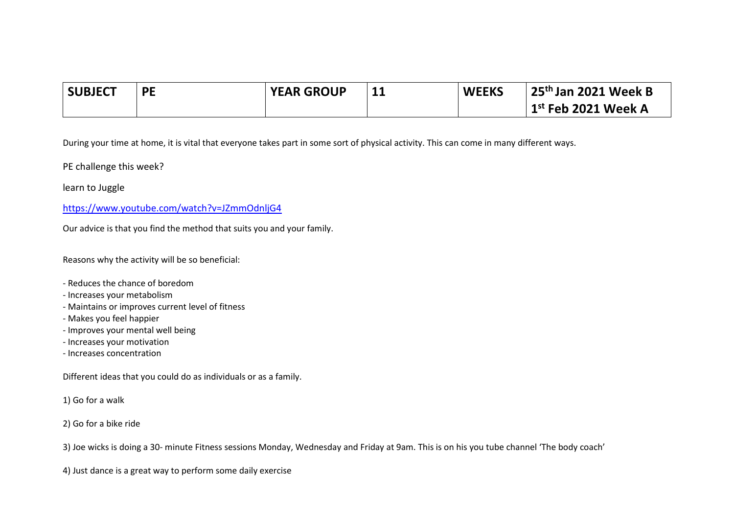| SUBJECT | PE | YEAR GROUP | 11 | WEEKS | 25th Jan 2021 Week B<br>1st Feb 2021 Week A |
|---|---|---|---|---|---|

During your time at home, it is vital that everyone takes part in some sort of physical activity. This can come in many different ways.

PE challenge this week?

learn to Juggle

https://www.youtube.com/watch?v=JZmmOdnljG4

Our advice is that you find the method that suits you and your family.

Reasons why the activity will be so beneficial:

- Reduces the chance of boredom
- Increases your metabolism
- Maintains or improves current level of fitness
- Makes you feel happier
- Improves your mental well being
- Increases your motivation
- Increases concentration

Different ideas that you could do as individuals or as a family.

1) Go for a walk

2) Go for a bike ride

3) Joe wicks is doing a 30- minute Fitness sessions Monday, Wednesday and Friday at 9am. This is on his you tube channel 'The body coach'

4) Just dance is a great way to perform some daily exercise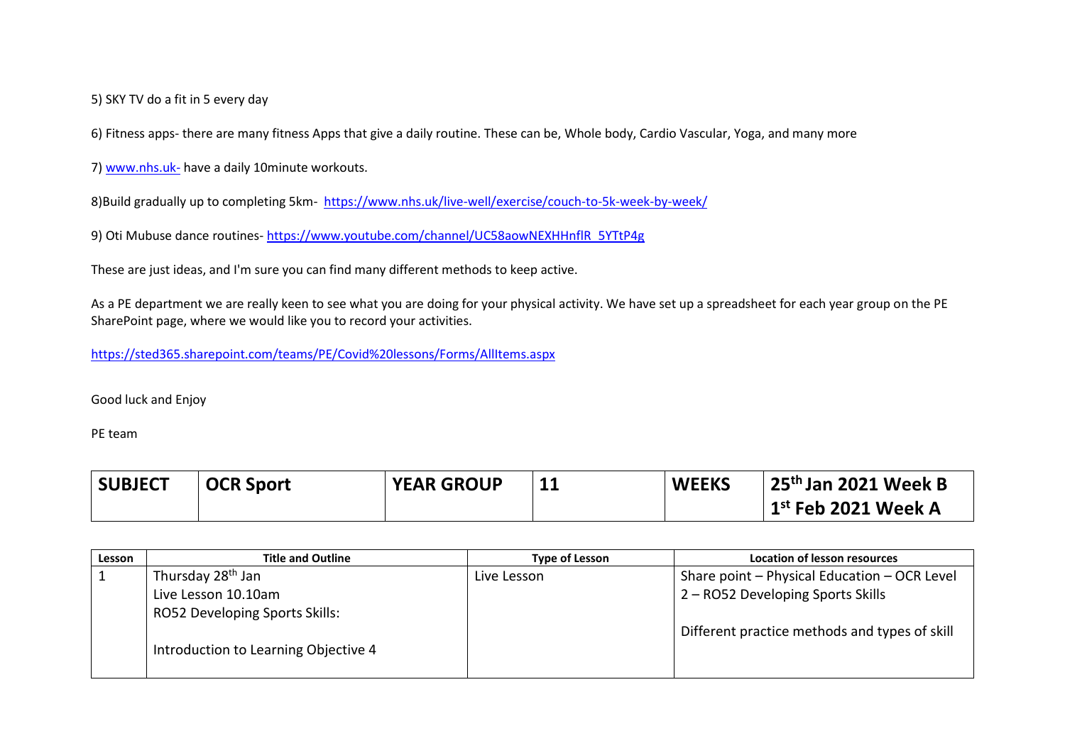5) SKY TV do a fit in 5 every day

6) Fitness apps- there are many fitness Apps that give a daily routine. These can be, Whole body, Cardio Vascular, Yoga, and many more

7) www.nhs.uk- have a daily 10minute workouts.

8)Build gradually up to completing 5km- https://www.nhs.uk/live-well/exercise/couch-to-5k-week-by-week/

9) Oti Mubuse dance routines- https://www.youtube.com/channel/UC58aowNEXHHnflR_5YTtP4g

These are just ideas, and I'm sure you can find many different methods to keep active.

As a PE department we are really keen to see what you are doing for your physical activity. We have set up a spreadsheet for each year group on the PE SharePoint page, where we would like you to record your activities.

https://sted365.sharepoint.com/teams/PE/Covid%20lessons/Forms/AllItems.aspx

Good luck and Enjoy

PE team

| SUBJECT | OCR Sport | YEAR GROUP | 11 | WEEKS | 25th Jan 2021 Week B<br>1st Feb 2021 Week A |
|---|---|---|---|---|---|

| Lesson | Title and Outline | Type of Lesson | Location of lesson resources |
|---|---|---|---|
| 1 | Thursday 28th Jan<br>Live Lesson 10.10am<br>RO52 Developing Sports Skills:<br><br>Introduction to Learning Objective 4 | Live Lesson | Share point – Physical Education – OCR Level 2 – RO52 Developing Sports Skills<br><br>Different practice methods and types of skill |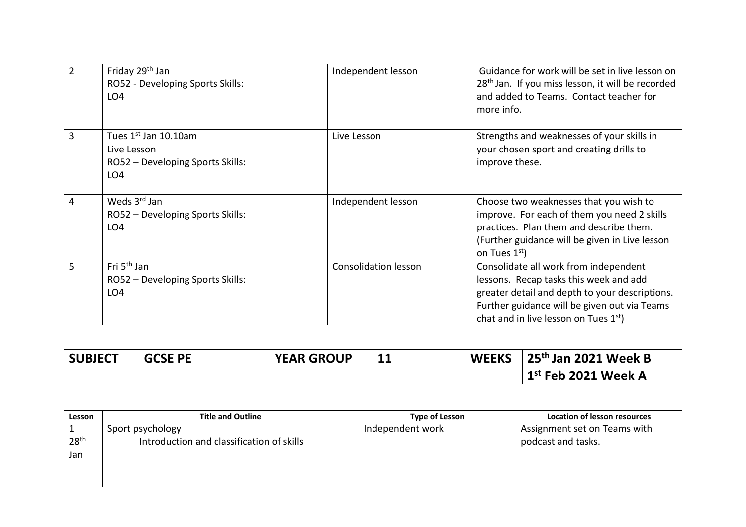| | | | |
|---|---|---|---|
| 2 | Friday 29th Jan<br>RO52 - Developing Sports Skills:<br>LO4 | Independent lesson | Guidance for work will be set in live lesson on 28th Jan. If you miss lesson, it will be recorded and added to Teams. Contact teacher for more info. |
| 3 | Tues 1st Jan 10.10am<br>Live Lesson<br>RO52 – Developing Sports Skills:<br>LO4 | Live Lesson | Strengths and weaknesses of your skills in your chosen sport and creating drills to improve these. |
| 4 | Weds 3rd Jan<br>RO52 – Developing Sports Skills:<br>LO4 | Independent lesson | Choose two weaknesses that you wish to improve. For each of them you need 2 skills practices. Plan them and describe them. (Further guidance will be given in Live lesson on Tues 1st) |
| 5 | Fri 5th Jan<br>RO52 – Developing Sports Skills:<br>LO4 | Consolidation lesson | Consolidate all work from independent lessons. Recap tasks this week and add greater detail and depth to your descriptions. Further guidance will be given out via Teams chat and in live lesson on Tues 1st) |

| **SUBJECT** | **GCSE PE** | **YEAR GROUP** | **11** | **WEEKS** | **25th Jan 2021 Week B**<br>**1st Feb 2021 Week A** |
|---|---|---|---|---|---|

| Lesson | Title and Outline | Type of Lesson | Location of lesson resources |
|---|---|---|---|
| 1<br>28th Jan | Sport psychology<br>Introduction and classification of skills | Independent work | Assignment set on Teams with podcast and tasks. |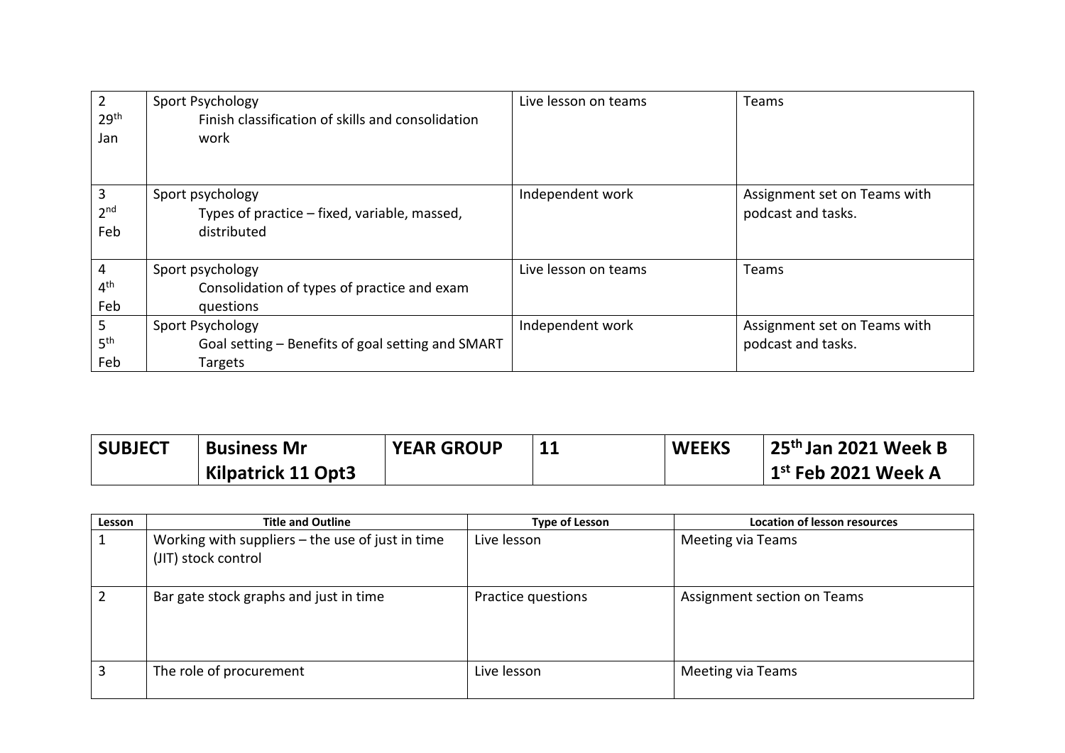| | | | |
|---|---|---|---|
| 2<br>29th<br>Jan | Sport Psychology<br>Finish classification of skills and consolidation work | Live lesson on teams | Teams |
| 3<br>2nd<br>Feb | Sport psychology<br>Types of practice – fixed, variable, massed, distributed | Independent work | Assignment set on Teams with podcast and tasks. |
| 4<br>4th<br>Feb | Sport psychology<br>Consolidation of types of practice and exam questions | Live lesson on teams | Teams |
| 5<br>5th<br>Feb | Sport Psychology<br>Goal setting – Benefits of goal setting and SMART Targets | Independent work | Assignment set on Teams with podcast and tasks. |

| **SUBJECT** | **Business Mr Kilpatrick 11 Opt3** | **YEAR GROUP** | **11** | **WEEKS** | **25th Jan 2021 Week B**<br>**1st Feb 2021 Week A** |
|---|---|---|---|---|---|

| Lesson | Title and Outline | Type of Lesson | Location of lesson resources |
|---|---|---|---|
| 1 | Working with suppliers – the use of just in time (JIT) stock control | Live lesson | Meeting via Teams |
| 2 | Bar gate stock graphs and just in time | Practice questions | Assignment section on Teams |
| 3 | The role of procurement | Live lesson | Meeting via Teams |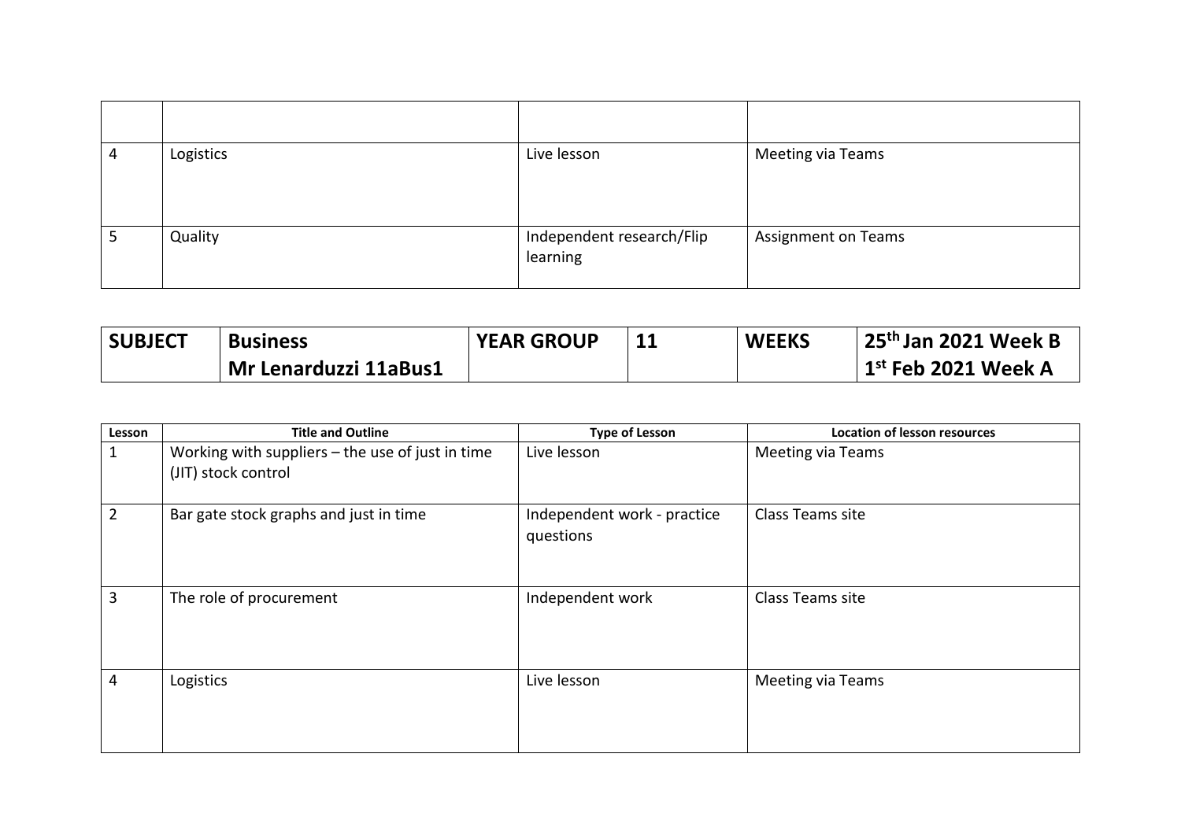| | | | |
|---|---|---|---|
| 4 | Logistics | Live lesson | Meeting via Teams |
| 5 | Quality | Independent research/Flip learning | Assignment on Teams |

| SUBJECT | Business Mr Lenarduzzi 11aBus1 | YEAR GROUP | 11 | WEEKS | 25th Jan 2021 Week B 1st Feb 2021 Week A |
|---|---|---|---|---|---|

| Lesson | Title and Outline | Type of Lesson | Location of lesson resources |
|---|---|---|---|
| 1 | Working with suppliers – the use of just in time (JIT) stock control | Live lesson | Meeting via Teams |
| 2 | Bar gate stock graphs and just in time | Independent work - practice questions | Class Teams site |
| 3 | The role of procurement | Independent work | Class Teams site |
| 4 | Logistics | Live lesson | Meeting via Teams |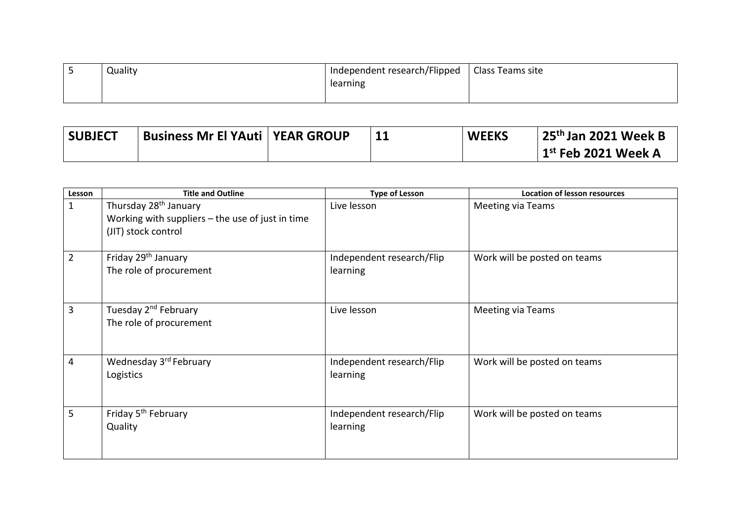| 5 | Quality | Independent research/Flipped learning | Class Teams site |
|---|---|---|---|

| SUBJECT | Business Mr El YAuti | YEAR GROUP | 11 | WEEKS | 25th Jan 2021 Week B<br>1st Feb 2021 Week A |
|---|---|---|---|---|---|

| Lesson | Title and Outline | Type of Lesson | Location of lesson resources |
|---|---|---|---|
| 1 | Thursday 28th January<br>Working with suppliers – the use of just in time (JIT) stock control | Live lesson | Meeting via Teams |
| 2 | Friday 29th January<br>The role of procurement | Independent research/Flip learning | Work will be posted on teams |
| 3 | Tuesday 2nd February<br>The role of procurement | Live lesson | Meeting via Teams |
| 4 | Wednesday 3rd February<br>Logistics | Independent research/Flip learning | Work will be posted on teams |
| 5 | Friday 5th February<br>Quality | Independent research/Flip learning | Work will be posted on teams |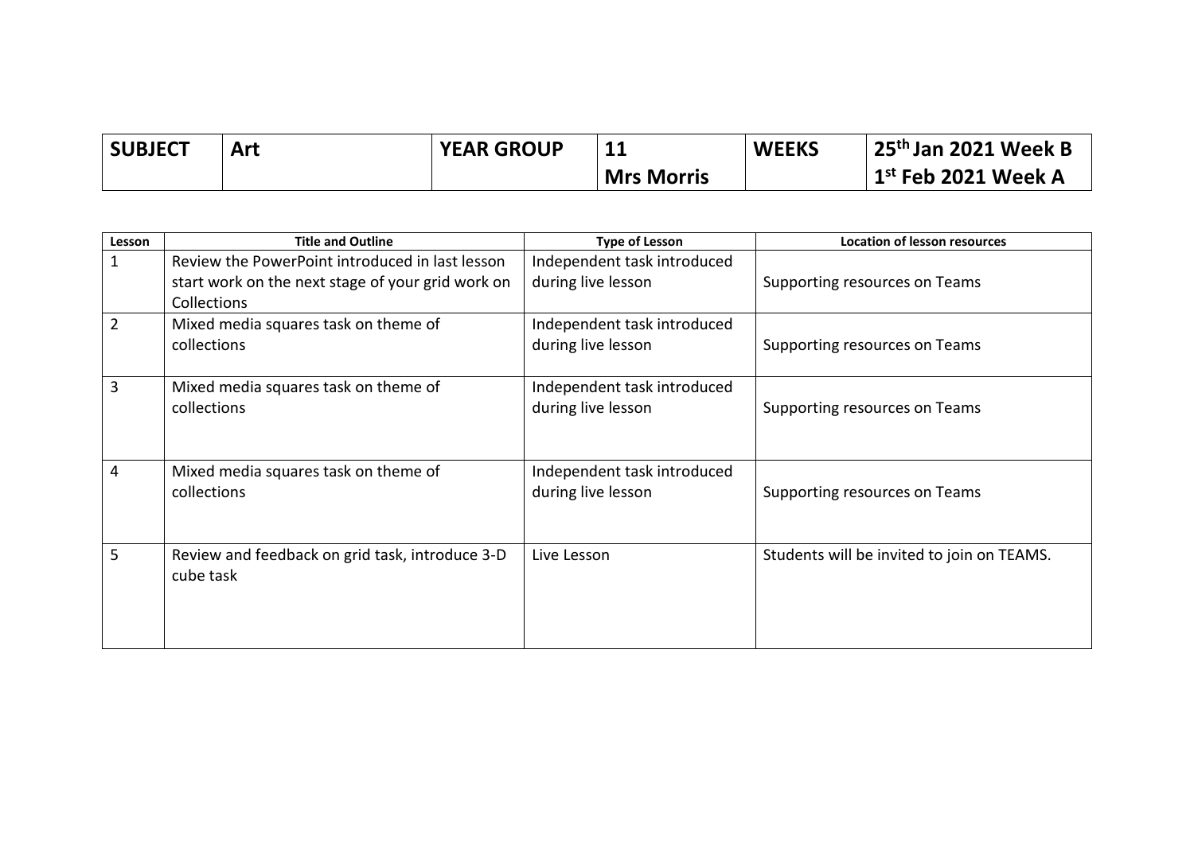| SUBJECT | Art | YEAR GROUP | 11<br>Mrs Morris | WEEKS | 25th Jan 2021 Week B<br>1st Feb 2021 Week A |
|---|---|---|---|---|---|

| Lesson | Title and Outline | Type of Lesson | Location of lesson resources |
|---|---|---|---|
| 1 | Review the PowerPoint introduced in last lesson start work on the next stage of your grid work on Collections | Independent task introduced during live lesson | Supporting resources on Teams |
| 2 | Mixed media squares task on theme of collections | Independent task introduced during live lesson | Supporting resources on Teams |
| 3 | Mixed media squares task on theme of collections | Independent task introduced during live lesson | Supporting resources on Teams |
| 4 | Mixed media squares task on theme of collections | Independent task introduced during live lesson | Supporting resources on Teams |
| 5 | Review and feedback on grid task, introduce 3-D cube task | Live Lesson | Students will be invited to join on TEAMS. |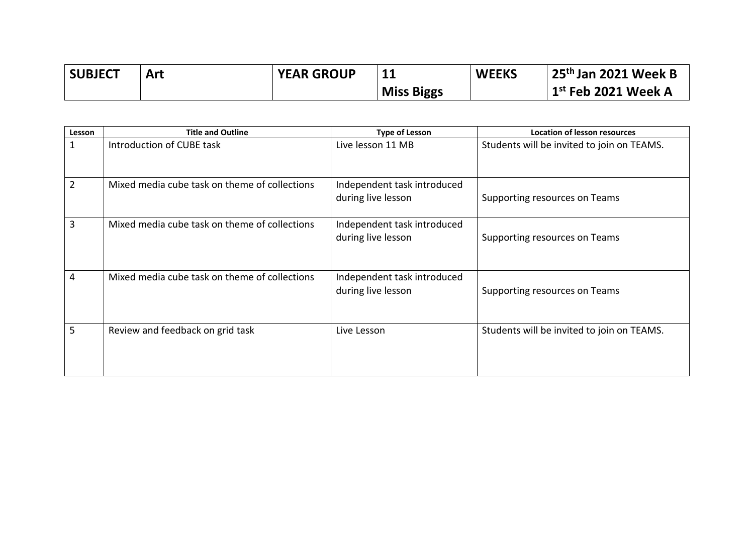| SUBJECT | Art | YEAR GROUP | 11 Miss Biggs | WEEKS | 25th Jan 2021 Week B 1st Feb 2021 Week A |
|---|---|---|---|---|---|

| Lesson | Title and Outline | Type of Lesson | Location of lesson resources |
|---|---|---|---|
| 1 | Introduction of CUBE task | Live lesson 11 MB | Students will be invited to join on TEAMS. |
| 2 | Mixed media cube task on theme of collections | Independent task introduced during live lesson | Supporting resources on Teams |
| 3 | Mixed media cube task on theme of collections | Independent task introduced during live lesson | Supporting resources on Teams |
| 4 | Mixed media cube task on theme of collections | Independent task introduced during live lesson | Supporting resources on Teams |
| 5 | Review and feedback on grid task | Live Lesson | Students will be invited to join on TEAMS. |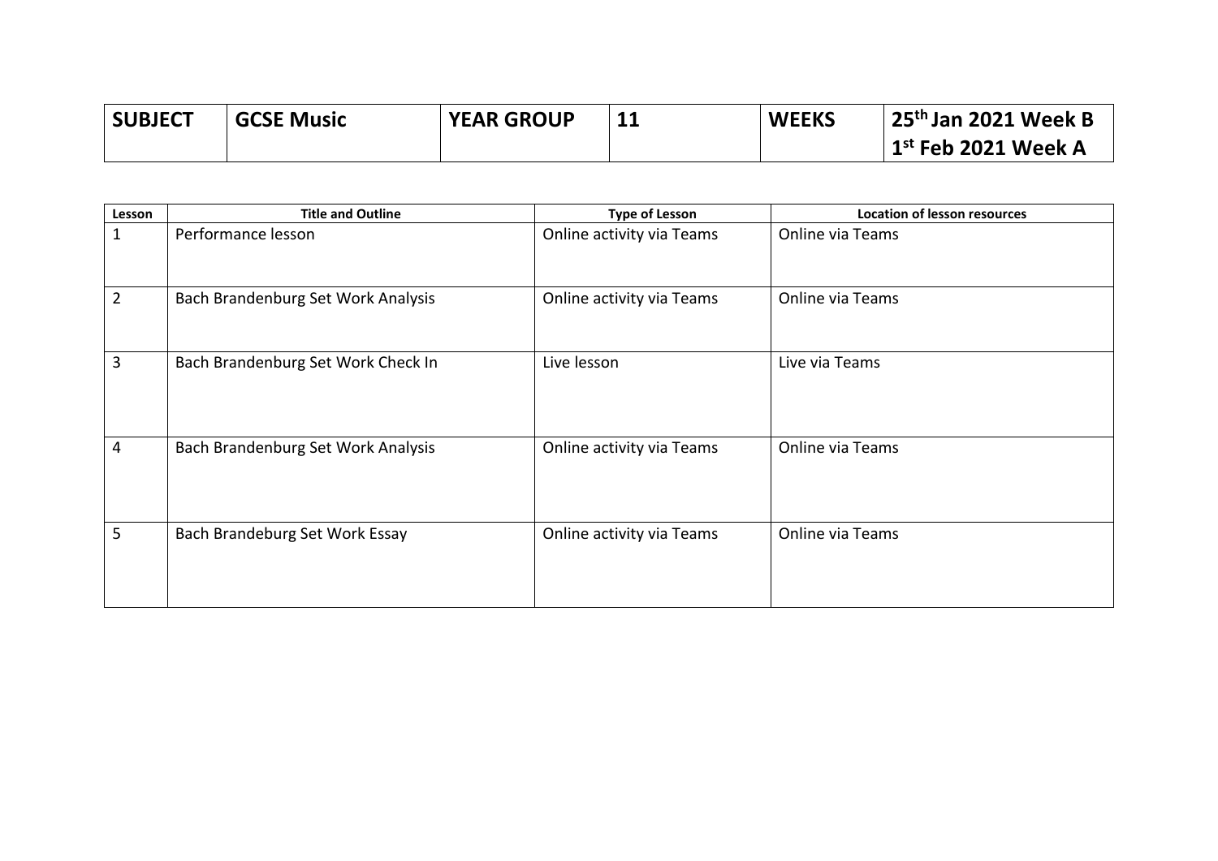| SUBJECT | GCSE Music | YEAR GROUP | 11 | WEEKS | 25th Jan 2021 Week B<br>1st Feb 2021 Week A |
|---|---|---|---|---|---|

| Lesson | Title and Outline | Type of Lesson | Location of lesson resources |
|---|---|---|---|
| 1 | Performance lesson | Online activity via Teams | Online via Teams |
| 2 | Bach Brandenburg Set Work Analysis | Online activity via Teams | Online via Teams |
| 3 | Bach Brandenburg Set Work Check In | Live lesson | Live via Teams |
| 4 | Bach Brandenburg Set Work Analysis | Online activity via Teams | Online via Teams |
| 5 | Bach Brandeburg Set Work Essay | Online activity via Teams | Online via Teams |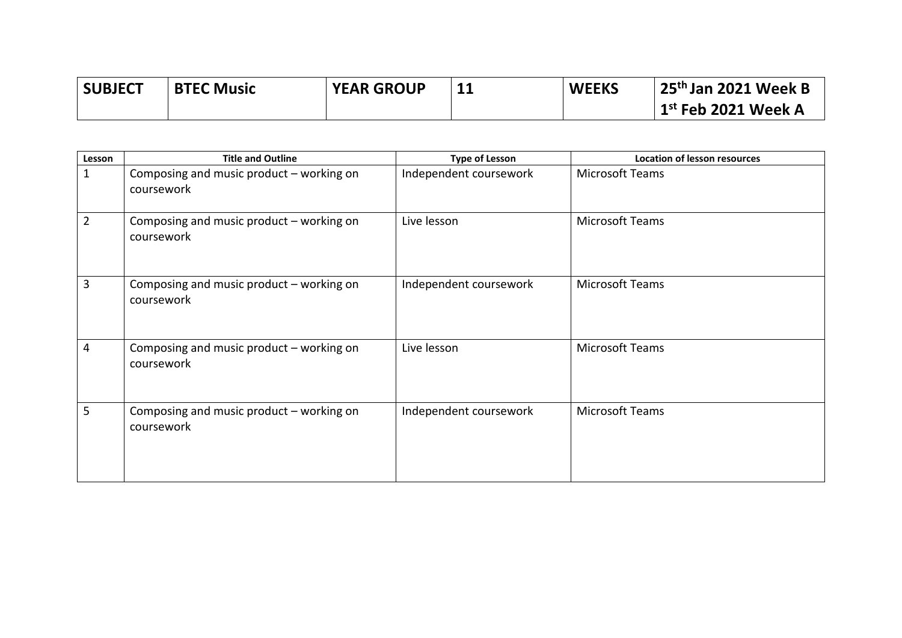| SUBJECT | BTEC Music | YEAR GROUP | 11 | WEEKS | 25th Jan 2021 Week B<br>1st Feb 2021 Week A |
|---|---|---|---|---|---|

| Lesson | Title and Outline | Type of Lesson | Location of lesson resources |
|---|---|---|---|
| 1 | Composing and music product – working on coursework | Independent coursework | Microsoft Teams |
| 2 | Composing and music product – working on coursework | Live lesson | Microsoft Teams |
| 3 | Composing and music product – working on coursework | Independent coursework | Microsoft Teams |
| 4 | Composing and music product – working on coursework | Live lesson | Microsoft Teams |
| 5 | Composing and music product – working on coursework | Independent coursework | Microsoft Teams |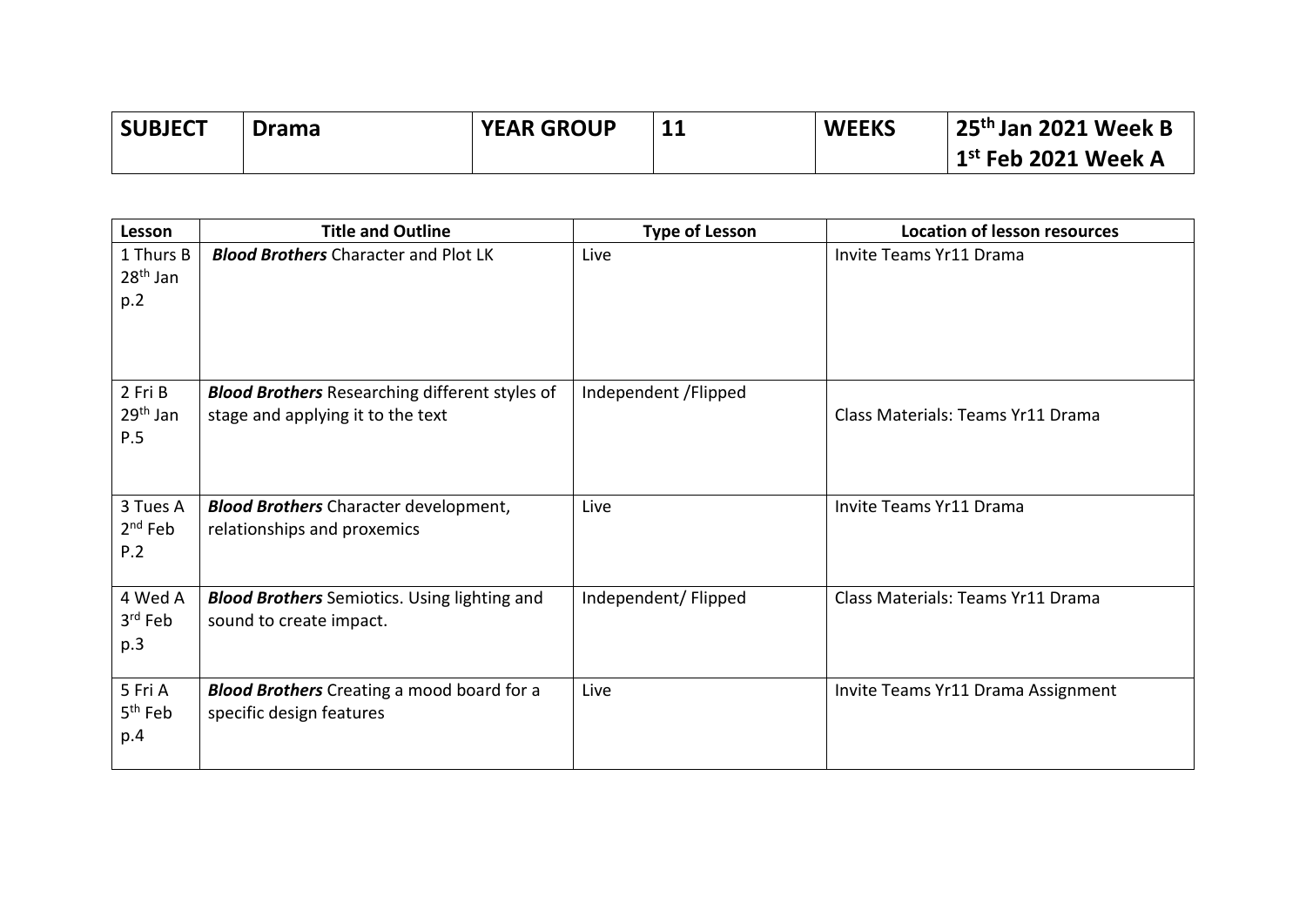| **SUBJECT** | **Drama** | **YEAR GROUP** | **11** | **WEEKS** | **25th Jan 2021 Week B**<br>**1st Feb 2021 Week A** |
|---|---|---|---|---|---|

| Lesson | Title and Outline | Type of Lesson | Location of lesson resources |
|---|---|---|---|
| 1 Thurs B 28th Jan p.2 | ***Blood Brothers*** Character and Plot LK | Live | Invite Teams Yr11 Drama |
| 2 Fri B 29th Jan P.5 | ***Blood Brothers*** Researching different styles of stage and applying it to the text | Independent /Flipped | Class Materials: Teams Yr11 Drama |
| 3 Tues A 2nd Feb P.2 | ***Blood Brothers*** Character development, relationships and proxemics | Live | Invite Teams Yr11 Drama |
| 4 Wed A 3rd Feb p.3 | ***Blood Brothers*** Semiotics. Using lighting and sound to create impact. | Independent/ Flipped | Class Materials: Teams Yr11 Drama |
| 5 Fri A 5th Feb p.4 | ***Blood Brothers*** Creating a mood board for a specific design features | Live | Invite Teams Yr11 Drama Assignment |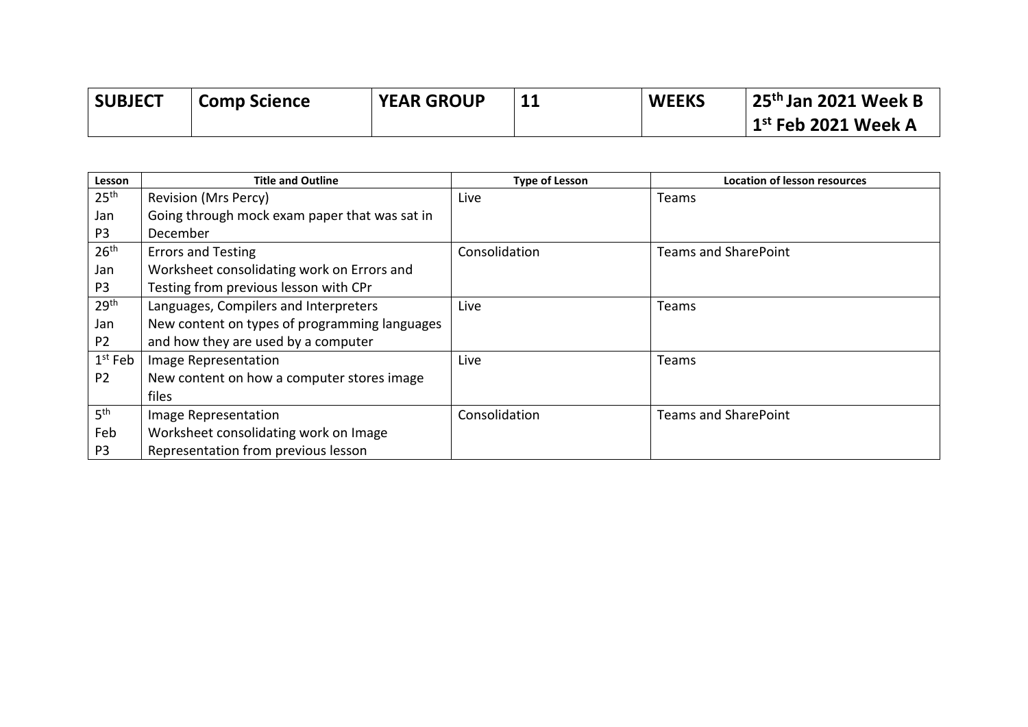| SUBJECT | Comp Science | YEAR GROUP | 11 | WEEKS | 25th Jan 2021 Week B<br>1st Feb 2021 Week A |
|---|---|---|---|---|---|

| Lesson | Title and Outline | Type of Lesson | Location of lesson resources |
|---|---|---|---|
| 25th Jan P3 | Revision (Mrs Percy)<br>Going through mock exam paper that was sat in December | Live | Teams |
| 26th Jan P3 | Errors and Testing<br>Worksheet consolidating work on Errors and Testing from previous lesson with CPr | Consolidation | Teams and SharePoint |
| 29th Jan P2 | Languages, Compilers and Interpreters<br>New content on types of programming languages and how they are used by a computer | Live | Teams |
| 1st Feb P2 | Image Representation<br>New content on how a computer stores image files | Live | Teams |
| 5th Feb P3 | Image Representation<br>Worksheet consolidating work on Image Representation from previous lesson | Consolidation | Teams and SharePoint |